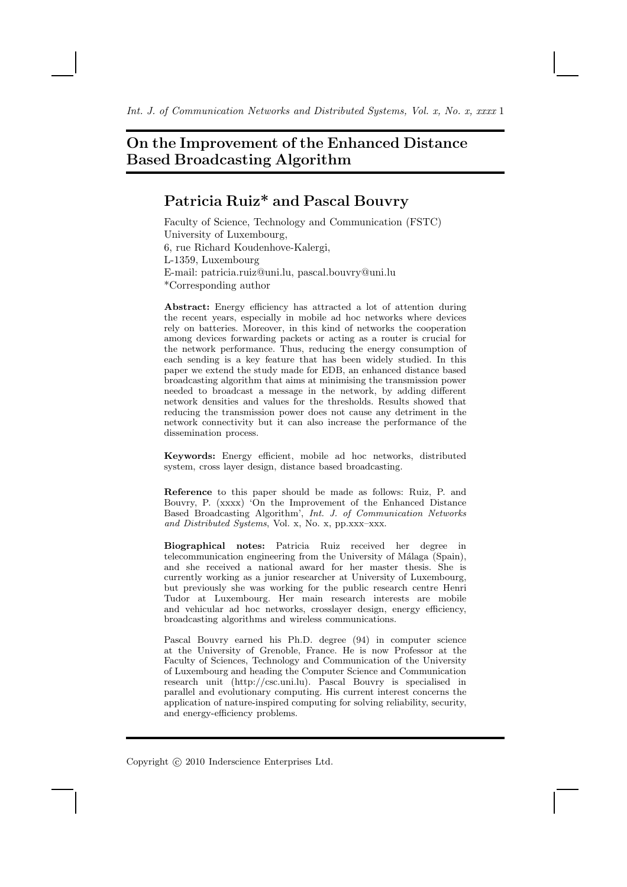# On the Improvement of the Enhanced Distance Based Broadcasting Algorithm

## Patricia Ruiz* and Pascal Bouvry

Faculty of Science, Technology and Communication (FSTC)
University of Luxembourg,
6, rue Richard Koudenhove-Kalergi,
L-1359, Luxembourg
E-mail: patricia.ruiz@uni.lu, pascal.bouvry@uni.lu
*Corresponding author

**Abstract:** Energy efficiency has attracted a lot of attention during the recent years, especially in mobile ad hoc networks where devices rely on batteries. Moreover, in this kind of networks the cooperation among devices forwarding packets or acting as a router is crucial for the network performance. Thus, reducing the energy consumption of each sending is a key feature that has been widely studied. In this paper we extend the study made for EDB, an enhanced distance based broadcasting algorithm that aims at minimising the transmission power needed to broadcast a message in the network, by adding different network densities and values for the thresholds. Results showed that reducing the transmission power does not cause any detriment in the network connectivity but it can also increase the performance of the dissemination process.

**Keywords:** Energy efficient, mobile ad hoc networks, distributed system, cross layer design, distance based broadcasting.

**Reference** to this paper should be made as follows: Ruiz, P. and Bouvry, P. (xxxx) 'On the Improvement of the Enhanced Distance Based Broadcasting Algorithm', *Int. J. of Communication Networks and Distributed Systems*, Vol. x, No. x, pp.xxx–xxx.

**Biographical notes:** Patricia Ruiz received her degree in telecommunication engineering from the University of Málaga (Spain), and she received a national award for her master thesis. She is currently working as a junior researcher at University of Luxembourg, but previously she was working for the public research centre Henri Tudor at Luxembourg. Her main research interests are mobile and vehicular ad hoc networks, crosslayer design, energy efficiency, broadcasting algorithms and wireless communications.

Pascal Bouvry earned his Ph.D. degree (94) in computer science at the University of Grenoble, France. He is now Professor at the Faculty of Sciences, Technology and Communication of the University of Luxembourg and heading the Computer Science and Communication research unit (http://csc.uni.lu). Pascal Bouvry is specialised in parallel and evolutionary computing. His current interest concerns the application of nature-inspired computing for solving reliability, security, and energy-efficiency problems.

Copyright © 2010 Inderscience Enterprises Ltd.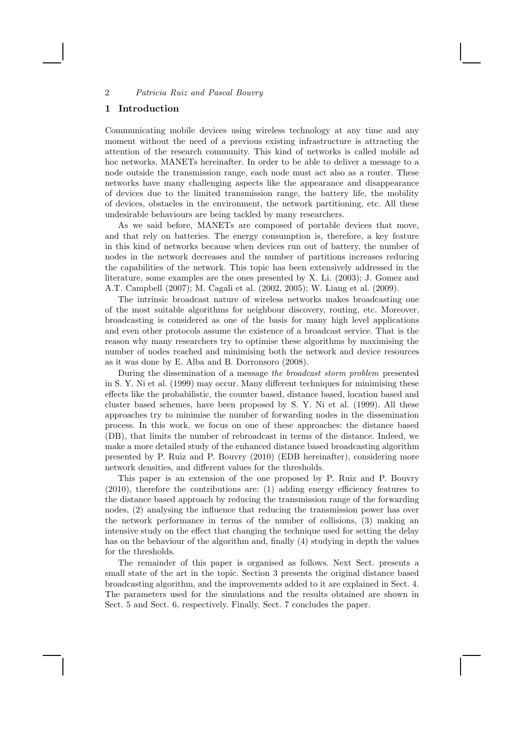## 1 Introduction

Communicating mobile devices using wireless technology at any time and any moment without the need of a previous existing infrastructure is attracting the attention of the research community. This kind of networks is called mobile ad hoc networks, MANETs hereinafter. In order to be able to deliver a message to a node outside the transmission range, each node must act also as a router. These networks have many challenging aspects like the appearance and disappearance of devices due to the limited transmission range, the battery life, the mobility of devices, obstacles in the environment, the network partitioning, etc. All these undesirable behaviours are being tackled by many researchers.

As we said before, MANETs are composed of portable devices that move, and that rely on batteries. The energy consumption is, therefore, a key feature in this kind of networks because when devices run out of battery, the number of nodes in the network decreases and the number of partitions increases reducing the capabilities of the network. This topic has been extensively addressed in the literature, some examples are the ones presented by X. Li. (2003); J. Gomez and A.T. Campbell (2007); M. Cagali et al. (2002, 2005); W. Liang et al. (2009).

The intrinsic broadcast nature of wireless networks makes broadcasting one of the most suitable algorithms for neighbour discovery, routing, etc. Moreover, broadcasting is considered as one of the basis for many high level applications and even other protocols assume the existence of a broadcast service. That is the reason why many researchers try to optimise these algorithms by maximising the number of nodes reached and minimising both the network and device resources as it was done by E. Alba and B. Dorronsoro (2008).

During the dissemination of a message *the broadcast storm problem* presented in S. Y. Ni et al. (1999) may occur. Many different techniques for minimising these effects like the probabilistic, the counter based, distance based, location based and cluster based schemes, have been proposed by S. Y. Ni et al. (1999). All these approaches try to minimise the number of forwarding nodes in the dissemination process. In this work, we focus on one of these approaches: the distance based (DB), that limits the number of rebroadcast in terms of the distance. Indeed, we make a more detailed study of the enhanced distance based broadcasting algorithm presented by P. Ruiz and P. Bouvry (2010) (EDB hereinafter), considering more network densities, and different values for the thresholds.

This paper is an extension of the one proposed by P. Ruiz and P. Bouvry (2010), therefore the contributions are: (1) adding energy efficiency features to the distance based approach by reducing the transmission range of the forwarding nodes, (2) analysing the influence that reducing the transmission power has over the network performance in terms of the number of collisions, (3) making an intensive study on the effect that changing the technique used for setting the delay has on the behaviour of the algorithm and, finally (4) studying in depth the values for the thresholds.

The remainder of this paper is organised as follows. Next Sect. presents a small state of the art in the topic. Section 3 presents the original distance based broadcasting algorithm, and the improvements added to it are explained in Sect. 4. The parameters used for the simulations and the results obtained are shown in Sect. 5 and Sect. 6, respectively. Finally, Sect. 7 concludes the paper.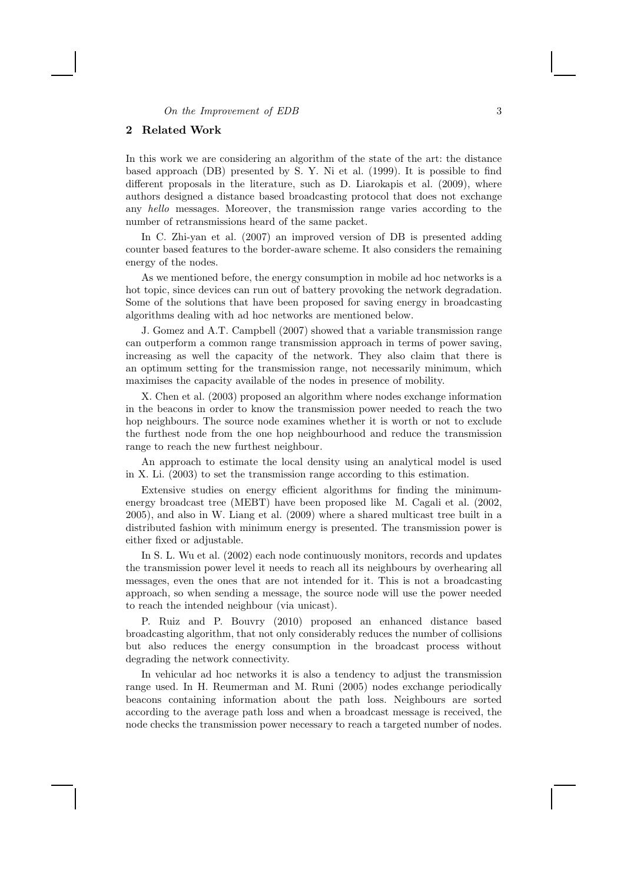## 2 Related Work

In this work we are considering an algorithm of the state of the art: the distance based approach (DB) presented by S. Y. Ni et al. (1999). It is possible to find different proposals in the literature, such as D. Liarokapis et al. (2009), where authors designed a distance based broadcasting protocol that does not exchange any *hello* messages. Moreover, the transmission range varies according to the number of retransmissions heard of the same packet.

In C. Zhi-yan et al. (2007) an improved version of DB is presented adding counter based features to the border-aware scheme. It also considers the remaining energy of the nodes.

As we mentioned before, the energy consumption in mobile ad hoc networks is a hot topic, since devices can run out of battery provoking the network degradation. Some of the solutions that have been proposed for saving energy in broadcasting algorithms dealing with ad hoc networks are mentioned below.

J. Gomez and A.T. Campbell (2007) showed that a variable transmission range can outperform a common range transmission approach in terms of power saving, increasing as well the capacity of the network. They also claim that there is an optimum setting for the transmission range, not necessarily minimum, which maximises the capacity available of the nodes in presence of mobility.

X. Chen et al. (2003) proposed an algorithm where nodes exchange information in the beacons in order to know the transmission power needed to reach the two hop neighbours. The source node examines whether it is worth or not to exclude the furthest node from the one hop neighbourhood and reduce the transmission range to reach the new furthest neighbour.

An approach to estimate the local density using an analytical model is used in X. Li. (2003) to set the transmission range according to this estimation.

Extensive studies on energy efficient algorithms for finding the minimum-energy broadcast tree (MEBT) have been proposed like M. Cagali et al. (2002, 2005), and also in W. Liang et al. (2009) where a shared multicast tree built in a distributed fashion with minimum energy is presented. The transmission power is either fixed or adjustable.

In S. L. Wu et al. (2002) each node continuously monitors, records and updates the transmission power level it needs to reach all its neighbours by overhearing all messages, even the ones that are not intended for it. This is not a broadcasting approach, so when sending a message, the source node will use the power needed to reach the intended neighbour (via unicast).

P. Ruiz and P. Bouvry (2010) proposed an enhanced distance based broadcasting algorithm, that not only considerably reduces the number of collisions but also reduces the energy consumption in the broadcast process without degrading the network connectivity.

In vehicular ad hoc networks it is also a tendency to adjust the transmission range used. In H. Reumerman and M. Runi (2005) nodes exchange periodically beacons containing information about the path loss. Neighbours are sorted according to the average path loss and when a broadcast message is received, the node checks the transmission power necessary to reach a targeted number of nodes.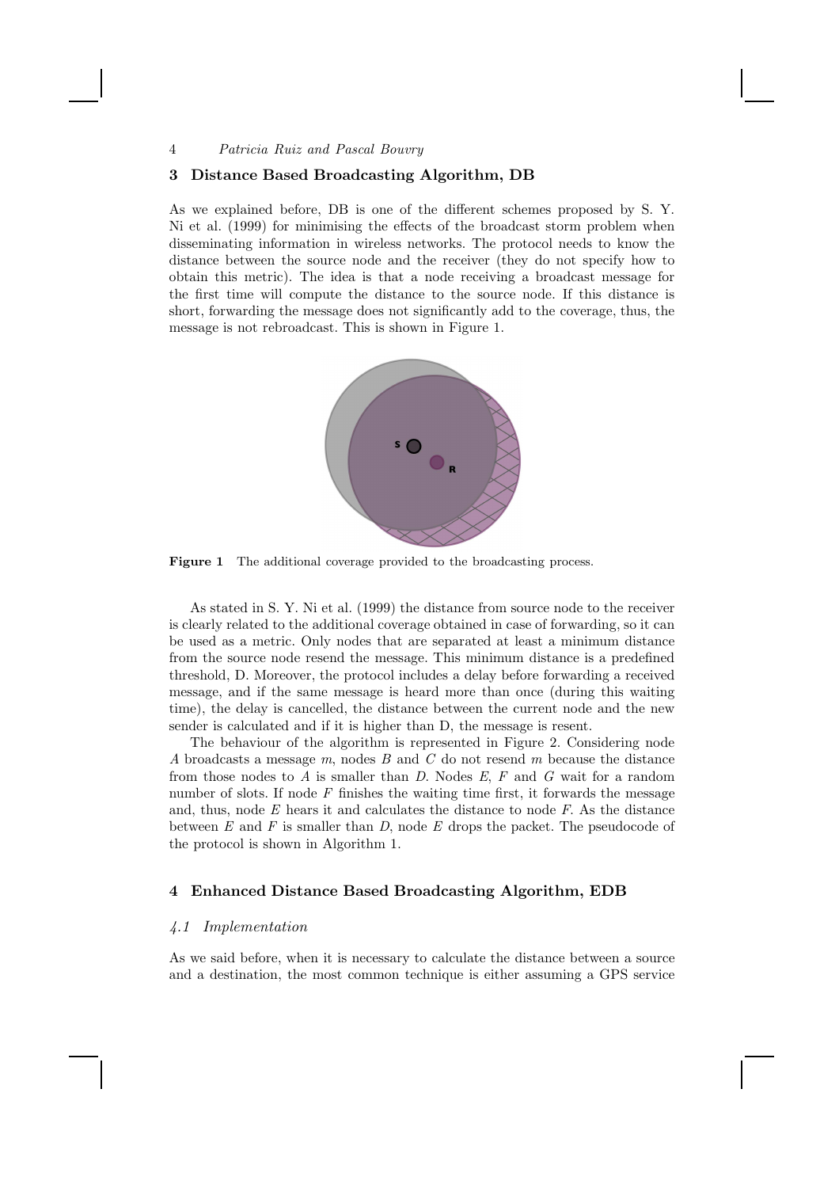## 3 Distance Based Broadcasting Algorithm, DB

As we explained before, DB is one of the different schemes proposed by S. Y. Ni et al. (1999) for minimising the effects of the broadcast storm problem when disseminating information in wireless networks. The protocol needs to know the distance between the source node and the receiver (they do not specify how to obtain this metric). The idea is that a node receiving a broadcast message for the first time will compute the distance to the source node. If this distance is short, forwarding the message does not significantly add to the coverage, thus, the message is not rebroadcast. This is shown in Figure 1.

**Figure 1** The additional coverage provided to the broadcasting process.

As stated in S. Y. Ni et al. (1999) the distance from source node to the receiver is clearly related to the additional coverage obtained in case of forwarding, so it can be used as a metric. Only nodes that are separated at least a minimum distance from the source node resend the message. This minimum distance is a predefined threshold, D. Moreover, the protocol includes a delay before forwarding a received message, and if the same message is heard more than once (during this waiting time), the delay is cancelled, the distance between the current node and the new sender is calculated and if it is higher than D, the message is resent.

The behaviour of the algorithm is represented in Figure 2. Considering node $A$ broadcasts a message $m$, nodes $B$ and $C$ do not resend $m$ because the distance from those nodes to $A$ is smaller than $D$. Nodes $E$, $F$ and $G$ wait for a random number of slots. If node $F$ finishes the waiting time first, it forwards the message and, thus, node $E$ hears it and calculates the distance to node $F$. As the distance between $E$ and $F$ is smaller than $D$, node $E$ drops the packet. The pseudocode of the protocol is shown in Algorithm 1.

## 4 Enhanced Distance Based Broadcasting Algorithm, EDB

### *4.1 Implementation*

As we said before, when it is necessary to calculate the distance between a source and a destination, the most common technique is either assuming a GPS service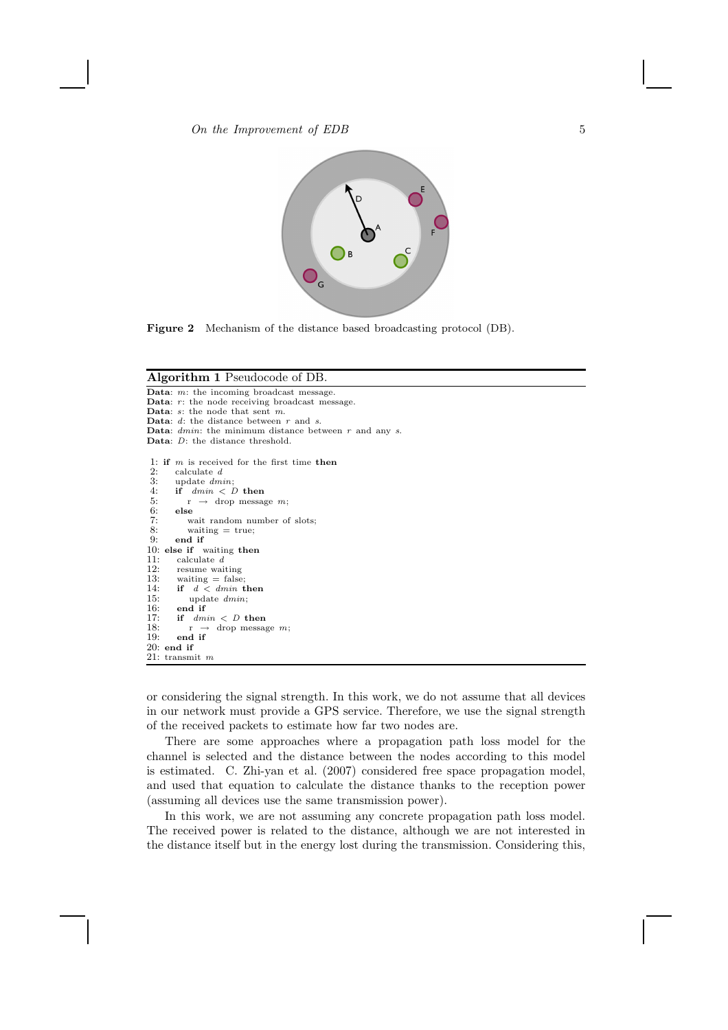**Figure 2** Mechanism of the distance based broadcasting protocol (DB).

**Algorithm 1** Pseudocode of DB.

**Data**: $m$: the incoming broadcast message.
**Data**: $r$: the node receiving broadcast message.
**Data**: $s$: the node that sent $m$.
**Data**: $d$: the distance between $r$ and $s$.
**Data**: $dmin$: the minimum distance between $r$ and any $s$.
**Data**: $D$: the distance threshold.

```
1: if m is received for the first time then
2:    calculate d
3:    update dmin;
4:    if dmin < D then
5:       r → drop message m;
6:    else
7:       wait random number of slots;
8:       waiting = true;
9:    end if
10: else if waiting then
11:    calculate d
12:    resume waiting
13:    waiting = false;
14:    if d < dmin then
15:       update dmin;
16:    end if
17:    if dmin < D then
18:       r → drop message m;
19:    end if
20: end if
21: transmit m
```

or considering the signal strength. In this work, we do not assume that all devices in our network must provide a GPS service. Therefore, we use the signal strength of the received packets to estimate how far two nodes are.

There are some approaches where a propagation path loss model for the channel is selected and the distance between the nodes according to this model is estimated. C. Zhi-yan et al. (2007) considered free space propagation model, and used that equation to calculate the distance thanks to the reception power (assuming all devices use the same transmission power).

In this work, we are not assuming any concrete propagation path loss model. The received power is related to the distance, although we are not interested in the distance itself but in the energy lost during the transmission. Considering this,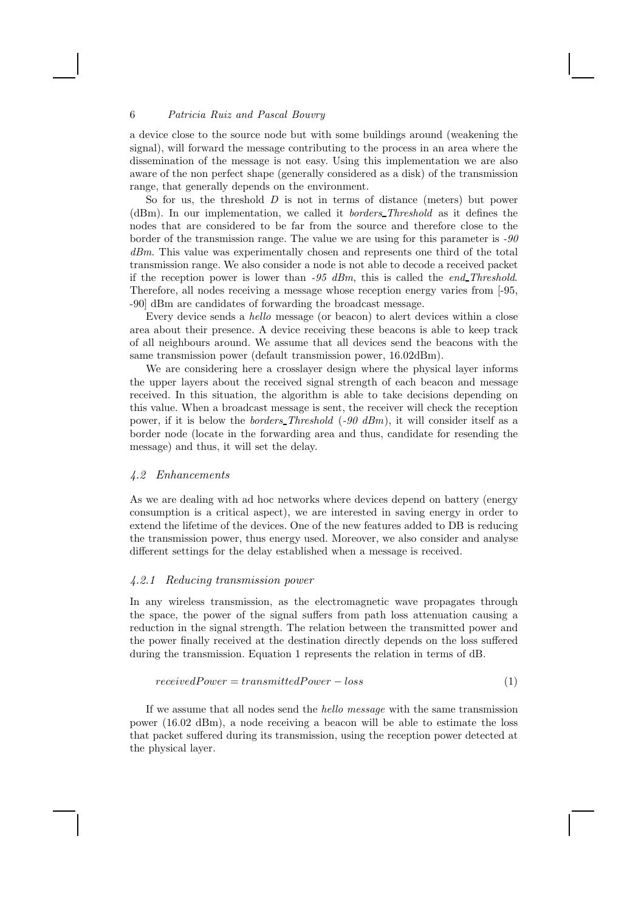a device close to the source node but with some buildings around (weakening the signal), will forward the message contributing to the process in an area where the dissemination of the message is not easy. Using this implementation we are also aware of the non perfect shape (generally considered as a disk) of the transmission range, that generally depends on the environment.

So for us, the threshold $D$ is not in terms of distance (meters) but power (dBm). In our implementation, we called it *borders_Threshold* as it defines the nodes that are considered to be far from the source and therefore close to the border of the transmission range. The value we are using for this parameter is *-90 dBm*. This value was experimentally chosen and represents one third of the total transmission range. We also consider a node is not able to decode a received packet if the reception power is lower than *-95 dBm*, this is called the *end_Threshold*. Therefore, all nodes receiving a message whose reception energy varies from [-95, -90] dBm are candidates of forwarding the broadcast message.

Every device sends a *hello* message (or beacon) to alert devices within a close area about their presence. A device receiving these beacons is able to keep track of all neighbours around. We assume that all devices send the beacons with the same transmission power (default transmission power, 16.02dBm).

We are considering here a crosslayer design where the physical layer informs the upper layers about the received signal strength of each beacon and message received. In this situation, the algorithm is able to take decisions depending on this value. When a broadcast message is sent, the receiver will check the reception power, if it is below the *borders_Threshold* (*-90 dBm*), it will consider itself as a border node (locate in the forwarding area and thus, candidate for resending the message) and thus, it will set the delay.

### *4.2 Enhancements*

As we are dealing with ad hoc networks where devices depend on battery (energy consumption is a critical aspect), we are interested in saving energy in order to extend the lifetime of the devices. One of the new features added to DB is reducing the transmission power, thus energy used. Moreover, we also consider and analyse different settings for the delay established when a message is received.

#### *4.2.1 Reducing transmission power*

In any wireless transmission, as the electromagnetic wave propagates through the space, the power of the signal suffers from path loss attenuation causing a reduction in the signal strength. The relation between the transmitted power and the power finally received at the destination directly depends on the loss suffered during the transmission. Equation 1 represents the relation in terms of dB.

$$receivedPower = transmittedPower - loss \tag{1}$$

If we assume that all nodes send the *hello message* with the same transmission power (16.02 dBm), a node receiving a beacon will be able to estimate the loss that packet suffered during its transmission, using the reception power detected at the physical layer.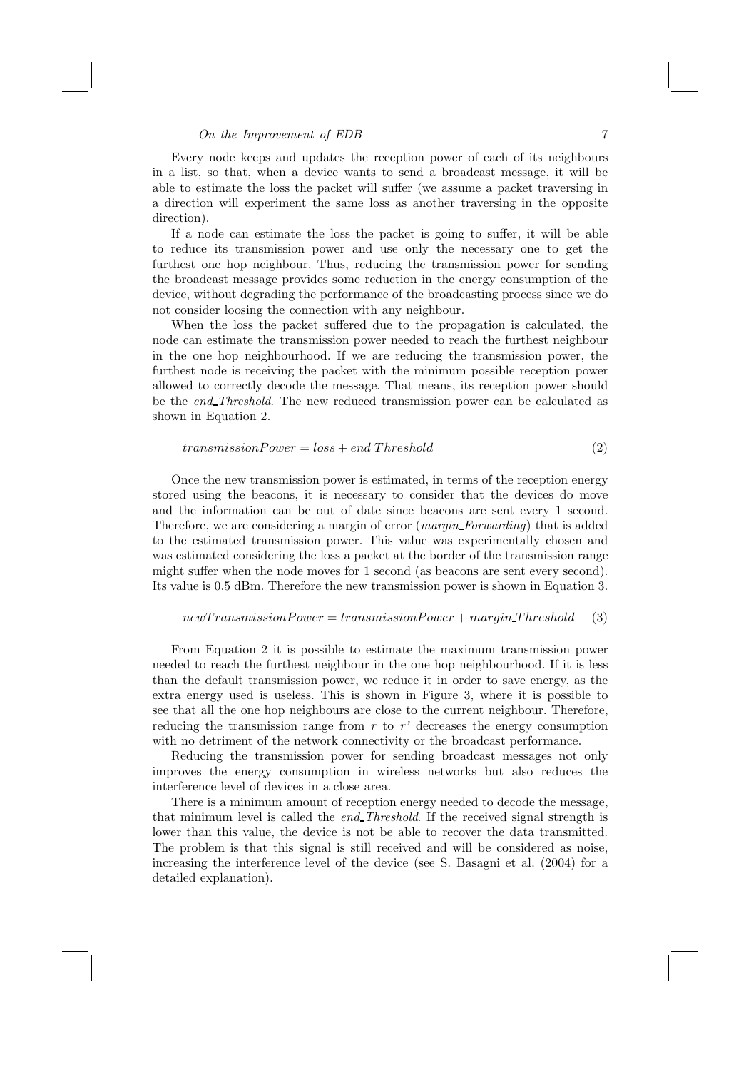Every node keeps and updates the reception power of each of its neighbours in a list, so that, when a device wants to send a broadcast message, it will be able to estimate the loss the packet will suffer (we assume a packet traversing in a direction will experiment the same loss as another traversing in the opposite direction).

If a node can estimate the loss the packet is going to suffer, it will be able to reduce its transmission power and use only the necessary one to get the furthest one hop neighbour. Thus, reducing the transmission power for sending the broadcast message provides some reduction in the energy consumption of the device, without degrading the performance of the broadcasting process since we do not consider loosing the connection with any neighbour.

When the loss the packet suffered due to the propagation is calculated, the node can estimate the transmission power needed to reach the furthest neighbour in the one hop neighbourhood. If we are reducing the transmission power, the furthest node is receiving the packet with the minimum possible reception power allowed to correctly decode the message. That means, its reception power should be the *end_Threshold*. The new reduced transmission power can be calculated as shown in Equation 2.

$$transmissionPower = loss + end\_Threshold \tag{2}$$

Once the new transmission power is estimated, in terms of the reception energy stored using the beacons, it is necessary to consider that the devices do move and the information can be out of date since beacons are sent every 1 second. Therefore, we are considering a margin of error (*margin_Forwarding*) that is added to the estimated transmission power. This value was experimentally chosen and was estimated considering the loss a packet at the border of the transmission range might suffer when the node moves for 1 second (as beacons are sent every second). Its value is 0.5 dBm. Therefore the new transmission power is shown in Equation 3.

$$newTransmissionPower = transmissionPower + margin\_Threshold \tag{3}$$

From Equation 2 it is possible to estimate the maximum transmission power needed to reach the furthest neighbour in the one hop neighbourhood. If it is less than the default transmission power, we reduce it in order to save energy, as the extra energy used is useless. This is shown in Figure 3, where it is possible to see that all the one hop neighbours are close to the current neighbour. Therefore, reducing the transmission range from $r$ to $r'$ decreases the energy consumption with no detriment of the network connectivity or the broadcast performance.

Reducing the transmission power for sending broadcast messages not only improves the energy consumption in wireless networks but also reduces the interference level of devices in a close area.

There is a minimum amount of reception energy needed to decode the message, that minimum level is called the *end_Threshold*. If the received signal strength is lower than this value, the device is not be able to recover the data transmitted. The problem is that this signal is still received and will be considered as noise, increasing the interference level of the device (see S. Basagni et al. (2004) for a detailed explanation).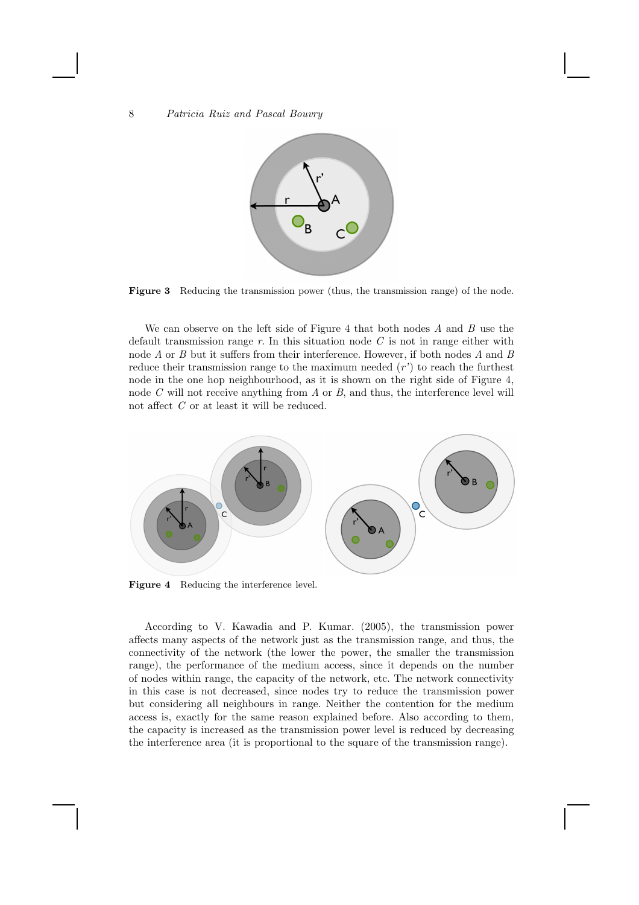**Figure 3** Reducing the transmission power (thus, the transmission range) of the node.

We can observe on the left side of Figure 4 that both nodes $A$ and $B$ use the default transmission range $r$. In this situation node $C$ is not in range either with node $A$ or $B$ but it suffers from their interference. However, if both nodes $A$ and $B$ reduce their transmission range to the maximum needed ($r'$) to reach the furthest node in the one hop neighbourhood, as it is shown on the right side of Figure 4, node $C$ will not receive anything from $A$ or $B$, and thus, the interference level will not affect $C$ or at least it will be reduced.

**Figure 4** Reducing the interference level.

According to V. Kawadia and P. Kumar. (2005), the transmission power affects many aspects of the network just as the transmission range, and thus, the connectivity of the network (the lower the power, the smaller the transmission range), the performance of the medium access, since it depends on the number of nodes within range, the capacity of the network, etc. The network connectivity in this case is not decreased, since nodes try to reduce the transmission power but considering all neighbours in range. Neither the contention for the medium access is, exactly for the same reason explained before. Also according to them, the capacity is increased as the transmission power level is reduced by decreasing the interference area (it is proportional to the square of the transmission range).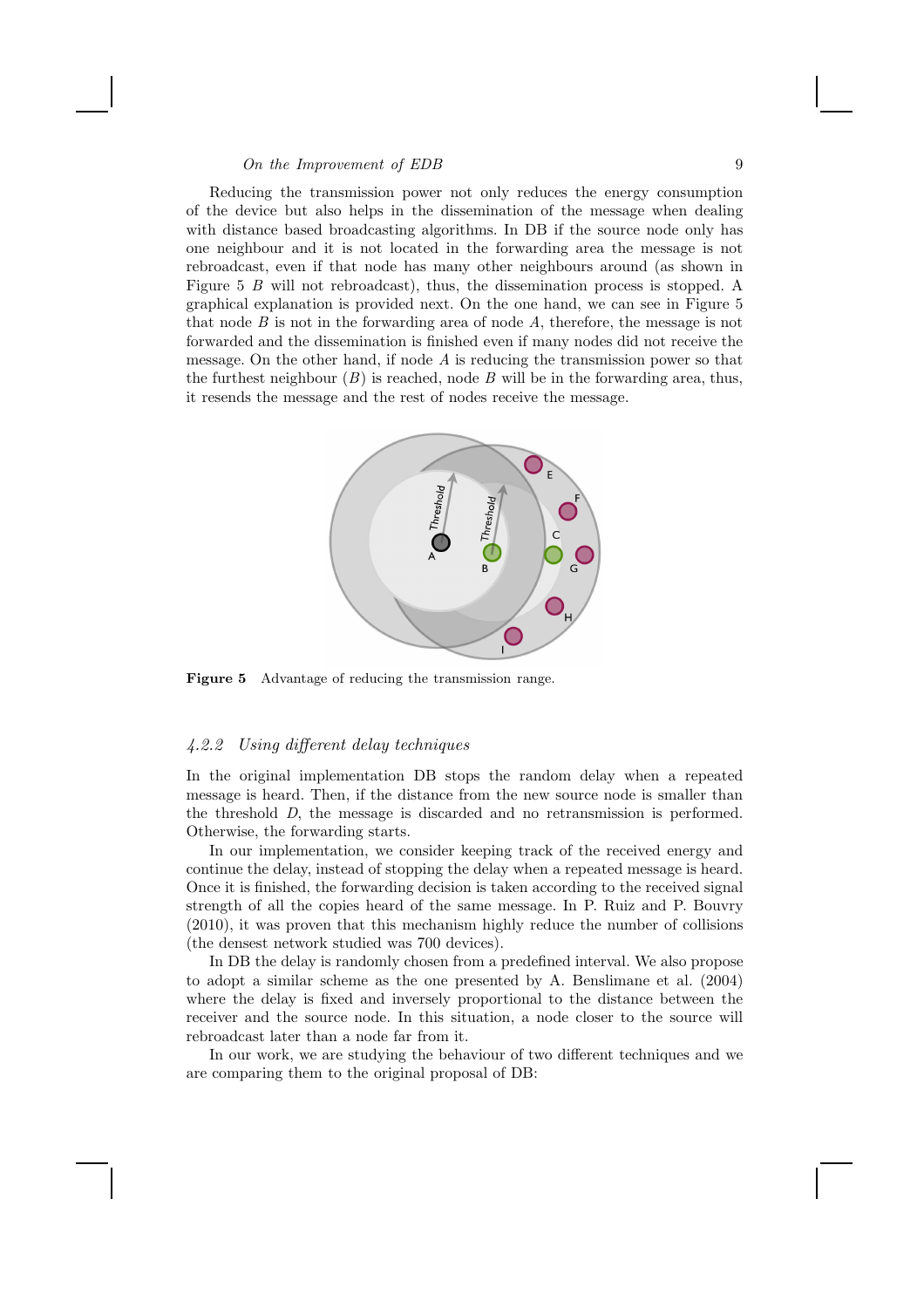Reducing the transmission power not only reduces the energy consumption of the device but also helps in the dissemination of the message when dealing with distance based broadcasting algorithms. In DB if the source node only has one neighbour and it is not located in the forwarding area the message is not rebroadcast, even if that node has many other neighbours around (as shown in Figure 5 $B$ will not rebroadcast), thus, the dissemination process is stopped. A graphical explanation is provided next. On the one hand, we can see in Figure 5 that node $B$ is not in the forwarding area of node $A$, therefore, the message is not forwarded and the dissemination is finished even if many nodes did not receive the message. On the other hand, if node $A$ is reducing the transmission power so that the furthest neighbour ($B$) is reached, node $B$ will be in the forwarding area, thus, it resends the message and the rest of nodes receive the message.

**Figure 5** Advantage of reducing the transmission range.

### *4.2.2 Using different delay techniques*

In the original implementation DB stops the random delay when a repeated message is heard. Then, if the distance from the new source node is smaller than the threshold $D$, the message is discarded and no retransmission is performed. Otherwise, the forwarding starts.

In our implementation, we consider keeping track of the received energy and continue the delay, instead of stopping the delay when a repeated message is heard. Once it is finished, the forwarding decision is taken according to the received signal strength of all the copies heard of the same message. In P. Ruiz and P. Bouvry (2010), it was proven that this mechanism highly reduce the number of collisions (the densest network studied was 700 devices).

In DB the delay is randomly chosen from a predefined interval. We also propose to adopt a similar scheme as the one presented by A. Benslimane et al. (2004) where the delay is fixed and inversely proportional to the distance between the receiver and the source node. In this situation, a node closer to the source will rebroadcast later than a node far from it.

In our work, we are studying the behaviour of two different techniques and we are comparing them to the original proposal of DB: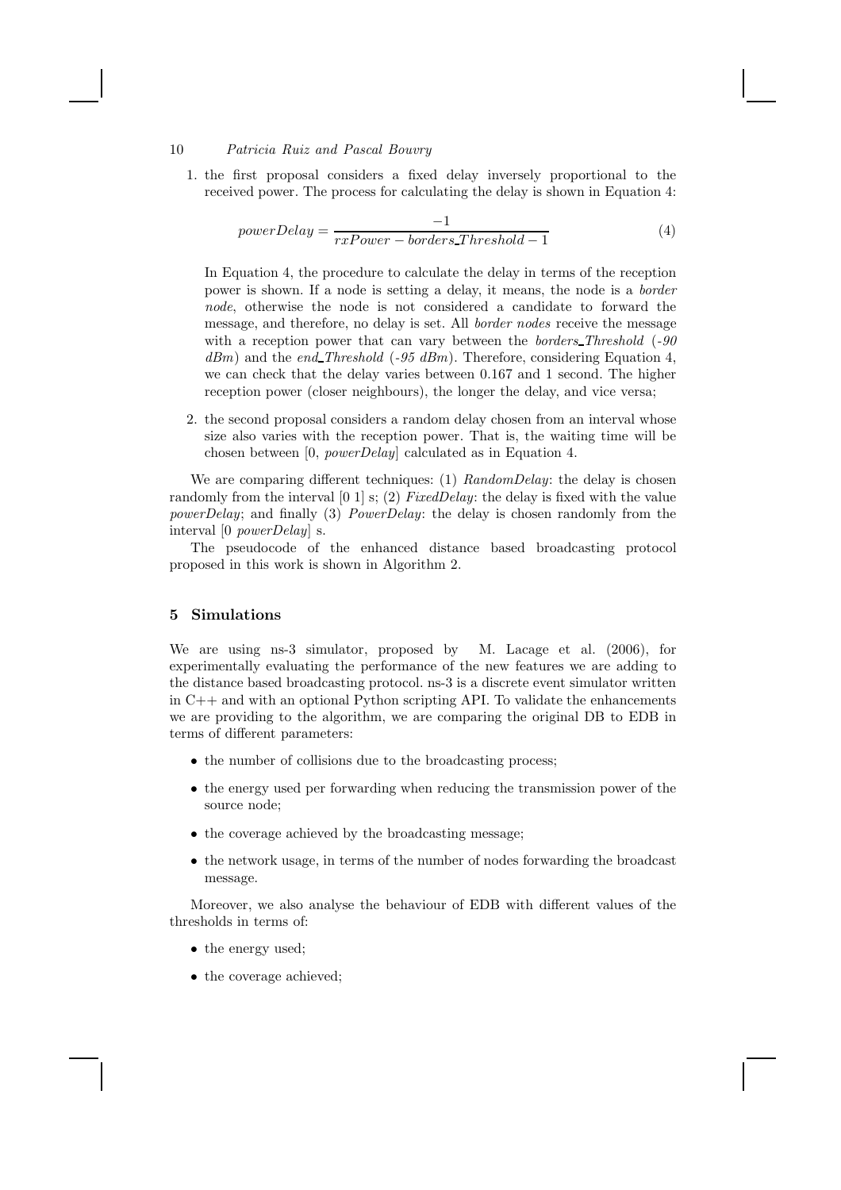1. the first proposal considers a fixed delay inversely proportional to the received power. The process for calculating the delay is shown in Equation 4:

$$powerDelay = \frac{-1}{rxPower - borders\_Threshold - 1} \tag{4}$$

   In Equation 4, the procedure to calculate the delay in terms of the reception power is shown. If a node is setting a delay, it means, the node is a *border node*, otherwise the node is not considered a candidate to forward the message, and therefore, no delay is set. All *border nodes* receive the message with a reception power that can vary between the *borders_Threshold* (*-90 dBm*) and the *end_Threshold* (*-95 dBm*). Therefore, considering Equation 4, we can check that the delay varies between 0.167 and 1 second. The higher reception power (closer neighbours), the longer the delay, and vice versa;

2. the second proposal considers a random delay chosen from an interval whose size also varies with the reception power. That is, the waiting time will be chosen between [0, *powerDelay*] calculated as in Equation 4.

We are comparing different techniques: (1) *RandomDelay*: the delay is chosen randomly from the interval [0 1] s; (2) *FixedDelay*: the delay is fixed with the value *powerDelay*; and finally (3) *PowerDelay*: the delay is chosen randomly from the interval [0 *powerDelay*] s.

The pseudocode of the enhanced distance based broadcasting protocol proposed in this work is shown in Algorithm 2.

## 5 Simulations

We are using ns-3 simulator, proposed by M. Lacage et al. (2006), for experimentally evaluating the performance of the new features we are adding to the distance based broadcasting protocol. ns-3 is a discrete event simulator written in C++ and with an optional Python scripting API. To validate the enhancements we are providing to the algorithm, we are comparing the original DB to EDB in terms of different parameters:

- the number of collisions due to the broadcasting process;
- the energy used per forwarding when reducing the transmission power of the source node;
- the coverage achieved by the broadcasting message;
- the network usage, in terms of the number of nodes forwarding the broadcast message.

Moreover, we also analyse the behaviour of EDB with different values of the thresholds in terms of:

- the energy used;
- the coverage achieved;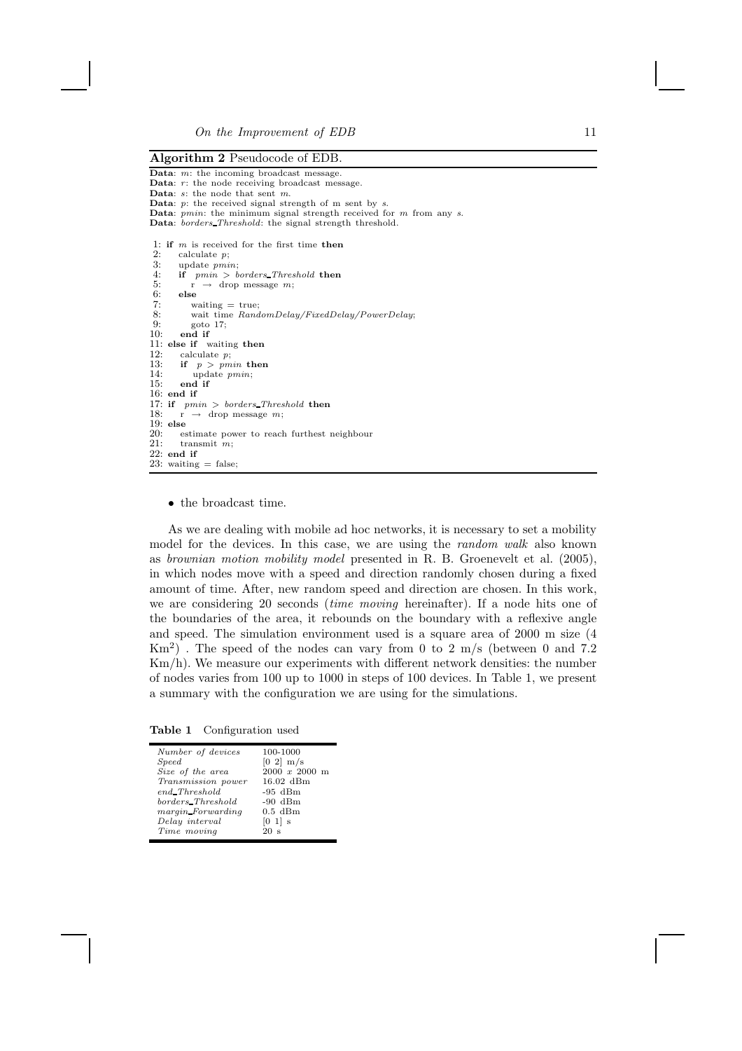**Algorithm 2** Pseudocode of EDB.

```
Data: m: the incoming broadcast message.
Data: r: the node receiving broadcast message.
Data: s: the node that sent m.
Data: p: the received signal strength of m sent by s.
Data: pmin: the minimum signal strength received for m from any s.
Data: borders_Threshold: the signal strength threshold.

 1: if m is received for the first time then
 2:    calculate p;
 3:    update pmin;
 4:    if pmin > borders_Threshold then
 5:       r → drop message m;
 6:    else
 7:       waiting = true;
 8:       wait time RandomDelay/FixedDelay/PowerDelay;
 9:       goto 17;
10:    end if
11: else if waiting then
12:    calculate p;
13:    if p > pmin then
14:       update pmin;
15:    end if
16: end if
17: if pmin > borders_Threshold then
18:    r → drop message m;
19: else
20:    estimate power to reach furthest neighbour
21:    transmit m;
22: end if
23: waiting = false;
```

- the broadcast time.

As we are dealing with mobile ad hoc networks, it is necessary to set a mobility model for the devices. In this case, we are using the *random walk* also known as *brownian motion mobility model* presented in R. B. Groenevelt et al. (2005), in which nodes move with a speed and direction randomly chosen during a fixed amount of time. After, new random speed and direction are chosen. In this work, we are considering 20 seconds (*time moving* hereinafter). If a node hits one of the boundaries of the area, it rebounds on the boundary with a reflexive angle and speed. The simulation environment used is a square area of 2000 m size (4 $Km^2$) . The speed of the nodes can vary from 0 to 2 m/s (between 0 and 7.2 Km/h). We measure our experiments with different network densities: the number of nodes varies from 100 up to 1000 in steps of 100 devices. In Table 1, we present a summary with the configuration we are using for the simulations.

**Table 1** Configuration used

| | |
|---|---|
| *Number of devices* | 100-1000 |
| *Speed* | [0 2] m/s |
| *Size of the area* | 2000 *x* 2000 m |
| *Transmission power* | 16.02 dBm |
| *end_Threshold* | -95 dBm |
| *borders_Threshold* | -90 dBm |
| *margin_Forwarding* | 0.5 dBm |
| *Delay interval* | [0 1] s |
| *Time moving* | 20 s |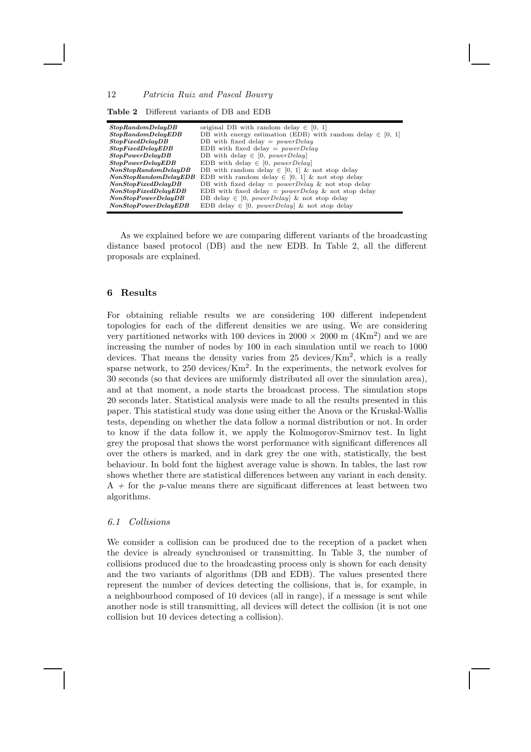**Table 2** Different variants of DB and EDB

| | |
|---|---|
| ***StopRandomDelayDB*** | original DB with random delay $\in$ [0, 1] |
| ***StopRandomDelayEDB*** | DB with energy estimation (EDB) with random delay $\in$ [0, 1] |
| ***StopFixedDelayDB*** | DB with fixed delay = *powerDelay* |
| ***StopFixedDelayEDB*** | EDB with fixed delay = *powerDelay* |
| ***StopPowerDelayDB*** | DB with delay $\in$ [0, *powerDelay*] |
| ***StopPowerDelayEDB*** | EDB with delay $\in$ [0, *powerDelay*] |
| ***NonStopRandomDelayDB*** | DB with random delay $\in$ [0, 1] & not stop delay |
| ***NonStopRandomDelayEDB*** | EDB with random delay $\in$ [0, 1] & not stop delay |
| ***NonStopFixedDelayDB*** | DB with fixed delay = *powerDelay* & not stop delay |
| ***NonStopFixedDelayEDB*** | EDB with fixed delay = *powerDelay* & not stop delay |
| ***NonStopPowerDelayDB*** | DB delay $\in$ [0, *powerDelay*] & not stop delay |
| ***NonStopPowerDelayEDB*** | EDB delay $\in$ [0, *powerDelay*] & not stop delay |

As we explained before we are comparing different variants of the broadcasting distance based protocol (DB) and the new EDB. In Table 2, all the different proposals are explained.

## 6 Results

For obtaining reliable results we are considering 100 different independent topologies for each of the different densities we are using. We are considering very partitioned networks with 100 devices in $2000 \times 2000$ m ($4\text{Km}^2$) and we are increasing the number of nodes by 100 in each simulation until we reach to 1000 devices. That means the density varies from 25 devices/$\text{Km}^2$, which is a really sparse network, to 250 devices/$\text{Km}^2$. In the experiments, the network evolves for 30 seconds (so that devices are uniformly distributed all over the simulation area), and at that moment, a node starts the broadcast process. The simulation stops 20 seconds later. Statistical analysis were made to all the results presented in this paper. This statistical study was done using either the Anova or the Kruskal-Wallis tests, depending on whether the data follow a normal distribution or not. In order to know if the data follow it, we apply the Kolmogorov-Smirnov test. In light grey the proposal that shows the worst performance with significant differences all over the others is marked, and in dark grey the one with, statistically, the best behaviour. In bold font the highest average value is shown. In tables, the last row shows whether there are statistical differences between any variant in each density. A + for the $p$-value means there are significant differences at least between two algorithms.

### 6.1 Collisions

We consider a collision can be produced due to the reception of a packet when the device is already synchronised or transmitting. In Table 3, the number of collisions produced due to the broadcasting process only is shown for each density and the two variants of algorithms (DB and EDB). The values presented there represent the number of devices detecting the collisions, that is, for example, in a neighbourhood composed of 10 devices (all in range), if a message is sent while another node is still transmitting, all devices will detect the collision (it is not one collision but 10 devices detecting a collision).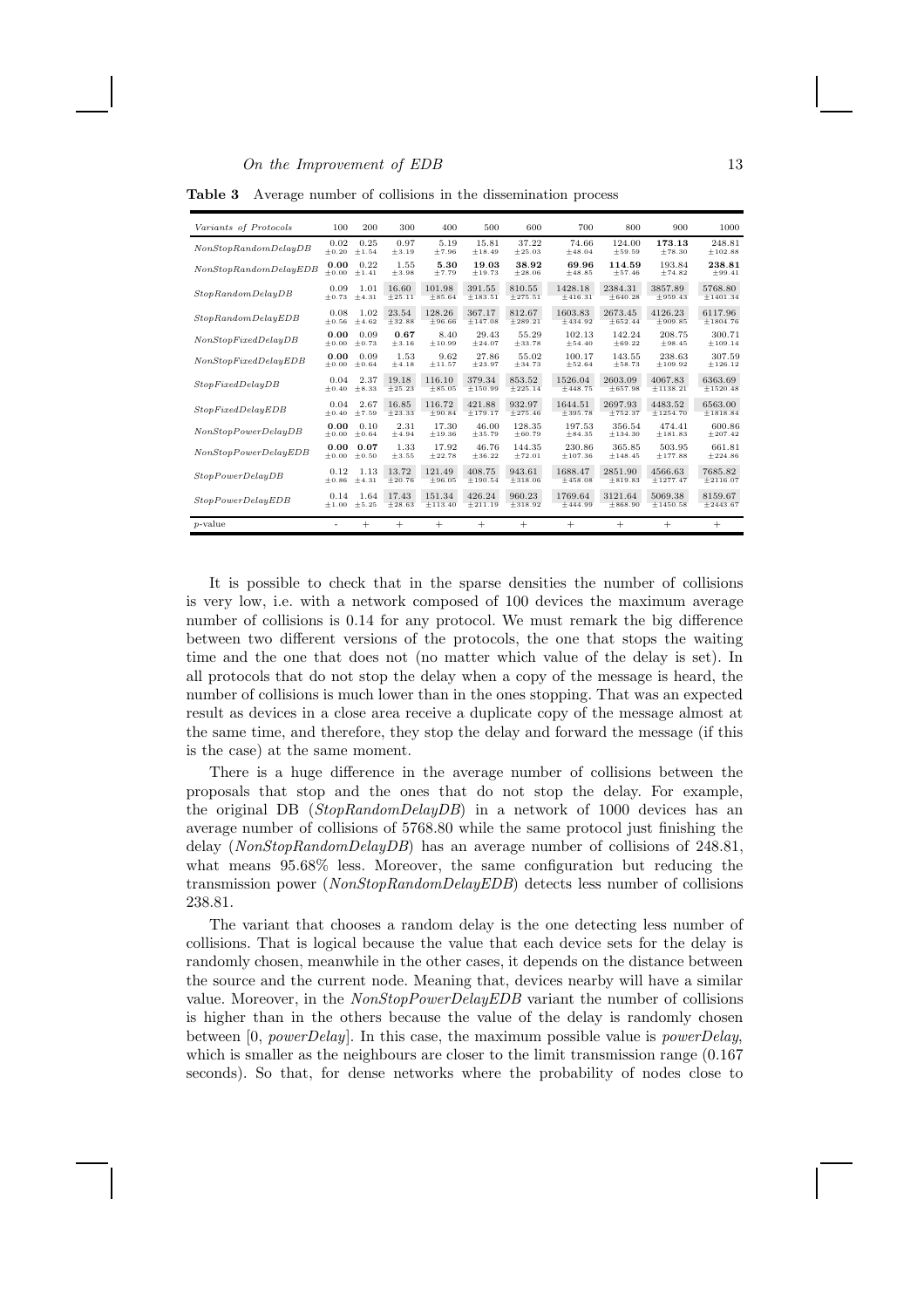**Table 3** Average number of collisions in the dissemination process

| *Variants of Protocols* | 100 | 200 | 300 | 400 | 500 | 600 | 700 | 800 | 900 | 1000 |
|---|---|---|---|---|---|---|---|---|---|---|
| *NonStopRandomDelayDB* | 0.02 ±0.20 | 0.25 ±1.54 | 0.97 ±3.19 | 5.19 ±7.96 | 15.81 ±18.49 | 37.22 ±25.03 | 74.66 ±48.04 | 124.00 ±59.59 | **173.13** ±78.30 | 248.81 ±102.88 |
| *NonStopRandomDelayEDB* | **0.00** ±0.00 | 0.22 ±1.41 | 1.55 ±3.98 | **5.30** ±7.79 | **19.03** ±19.73 | **38.92** ±28.06 | **69.96** ±48.85 | **114.59** ±57.46 | 193.84 ±74.82 | **238.81** ±99.41 |
| *StopRandomDelayDB* | 0.09 ±0.73 | 1.01 ±4.31 | 16.60 ±25.11 | 101.98 ±85.64 | 391.55 ±183.51 | 810.55 ±275.51 | 1428.18 ±416.31 | 2384.31 ±640.28 | 3857.89 ±959.43 | 5768.80 ±1401.34 |
| *StopRandomDelayEDB* | 0.08 ±0.56 | 1.02 ±4.62 | 23.54 ±32.88 | 128.26 ±96.66 | 367.17 ±147.08 | 812.67 ±289.21 | 1603.83 ±434.92 | 2673.45 ±652.44 | 4126.23 ±909.85 | 6117.96 ±1804.76 |
| *NonStopFixedDelayDB* | **0.00** ±0.00 | 0.09 ±0.73 | **0.67** ±3.16 | 8.40 ±10.99 | 29.43 ±24.07 | 55.29 ±33.78 | 102.13 ±54.40 | 142.24 ±69.22 | 208.75 ±98.45 | 300.71 ±109.14 |
| *NonStopFixedDelayEDB* | **0.00** ±0.00 | 0.09 ±0.64 | 1.53 ±4.18 | 9.62 ±11.57 | 27.86 ±23.97 | 55.02 ±34.73 | 100.17 ±52.64 | 143.55 ±58.73 | 238.63 ±109.92 | 307.59 ±126.12 |
| *StopFixedDelayDB* | 0.04 ±0.40 | 2.37 ±8.33 | 19.18 ±25.23 | 116.10 ±85.05 | 379.34 ±150.99 | 853.52 ±225.14 | 1526.04 ±448.75 | 2603.09 ±657.98 | 4067.83 ±1138.21 | 6363.69 ±1520.48 |
| *StopFixedDelayEDB* | 0.04 ±0.40 | 2.67 ±7.59 | 16.85 ±23.33 | 116.72 ±90.84 | 421.88 ±179.17 | 932.97 ±275.46 | 1644.51 ±395.78 | 2697.93 ±752.37 | 4483.52 ±1254.70 | 6563.00 ±1818.84 |
| *NonStopPowerDelayDB* | **0.00** ±0.00 | 0.10 ±0.64 | 2.31 ±4.94 | 17.30 ±19.36 | 46.00 ±35.79 | 128.35 ±60.79 | 197.53 ±84.35 | 356.54 ±134.30 | 474.41 ±181.83 | 600.86 ±207.42 |
| *NonStopPowerDelayEDB* | **0.00** ±0.00 | **0.07** ±0.50 | 1.33 ±3.55 | 17.92 ±22.78 | 46.76 ±36.22 | 144.35 ±72.01 | 230.86 ±107.36 | 365.85 ±148.45 | 503.95 ±177.88 | 661.81 ±224.86 |
| *StopPowerDelayDB* | 0.12 ±0.86 | 1.13 ±4.31 | 13.72 ±20.76 | 121.49 ±96.05 | 408.75 ±190.54 | 943.61 ±318.06 | 1688.47 ±458.08 | 2851.90 ±819.83 | 4566.63 ±1277.47 | 7685.82 ±2116.07 |
| *StopPowerDelayEDB* | 0.14 ±1.00 | 1.64 ±5.25 | 17.43 ±28.63 | 151.34 ±113.40 | 426.24 ±211.19 | 960.23 ±318.92 | 1769.64 ±444.99 | 3121.64 ±868.90 | 5069.38 ±1450.58 | 8159.67 ±2443.67 |
| *p*-value | - | + | + | + | + | + | + | + | + | + |

It is possible to check that in the sparse densities the number of collisions is very low, i.e. with a network composed of 100 devices the maximum average number of collisions is 0.14 for any protocol. We must remark the big difference between two different versions of the protocols, the one that stops the waiting time and the one that does not (no matter which value of the delay is set). In all protocols that do not stop the delay when a copy of the message is heard, the number of collisions is much lower than in the ones stopping. That was an expected result as devices in a close area receive a duplicate copy of the message almost at the same time, and therefore, they stop the delay and forward the message (if this is the case) at the same moment.

There is a huge difference in the average number of collisions between the proposals that stop and the ones that do not stop the delay. For example, the original DB (*StopRandomDelayDB*) in a network of 1000 devices has an average number of collisions of 5768.80 while the same protocol just finishing the delay (*NonStopRandomDelayDB*) has an average number of collisions of 248.81, what means 95.68% less. Moreover, the same configuration but reducing the transmission power (*NonStopRandomDelayEDB*) detects less number of collisions 238.81.

The variant that chooses a random delay is the one detecting less number of collisions. That is logical because the value that each device sets for the delay is randomly chosen, meanwhile in the other cases, it depends on the distance between the source and the current node. Meaning that, devices nearby will have a similar value. Moreover, in the *NonStopPowerDelayEDB* variant the number of collisions is higher than in the others because the value of the delay is randomly chosen between [0, *powerDelay*]. In this case, the maximum possible value is *powerDelay*, which is smaller as the neighbours are closer to the limit transmission range (0.167 seconds). So that, for dense networks where the probability of nodes close to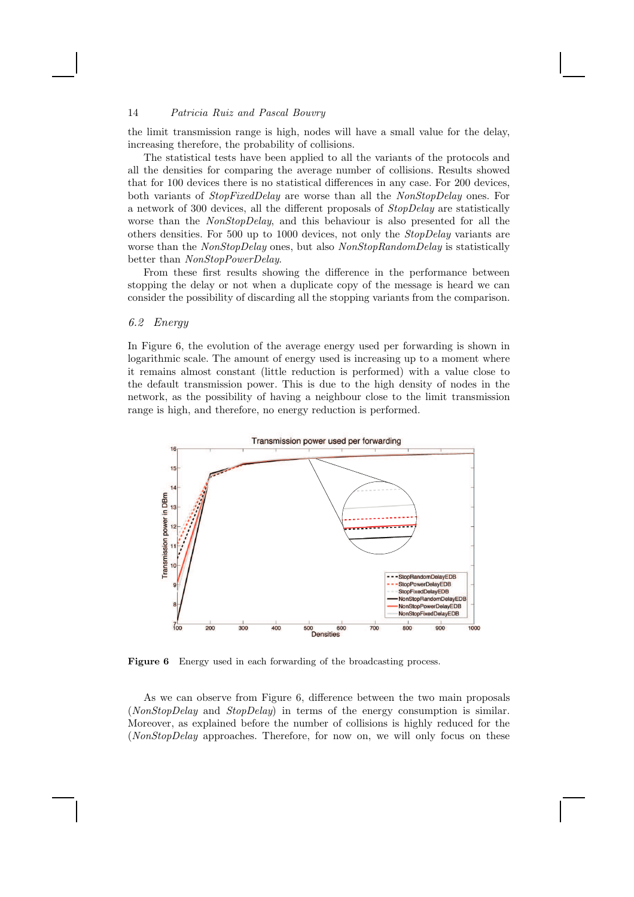the limit transmission range is high, nodes will have a small value for the delay, increasing therefore, the probability of collisions.

The statistical tests have been applied to all the variants of the protocols and all the densities for comparing the average number of collisions. Results showed that for 100 devices there is no statistical differences in any case. For 200 devices, both variants of *StopFixedDelay* are worse than all the *NonStopDelay* ones. For a network of 300 devices, all the different proposals of *StopDelay* are statistically worse than the *NonStopDelay*, and this behaviour is also presented for all the others densities. For 500 up to 1000 devices, not only the *StopDelay* variants are worse than the *NonStopDelay* ones, but also *NonStopRandomDelay* is statistically better than *NonStopPowerDelay*.

From these first results showing the difference in the performance between stopping the delay or not when a duplicate copy of the message is heard we can consider the possibility of discarding all the stopping variants from the comparison.

### *6.2 Energy*

In Figure 6, the evolution of the average energy used per forwarding is shown in logarithmic scale. The amount of energy used is increasing up to a moment where it remains almost constant (little reduction is performed) with a value close to the default transmission power. This is due to the high density of nodes in the network, as the possibility of having a neighbour close to the limit transmission range is high, and therefore, no energy reduction is performed.

**Figure 6** Energy used in each forwarding of the broadcasting process.

As we can observe from Figure 6, difference between the two main proposals (*NonStopDelay* and *StopDelay*) in terms of the energy consumption is similar. Moreover, as explained before the number of collisions is highly reduced for the (*NonStopDelay* approaches. Therefore, for now on, we will only focus on these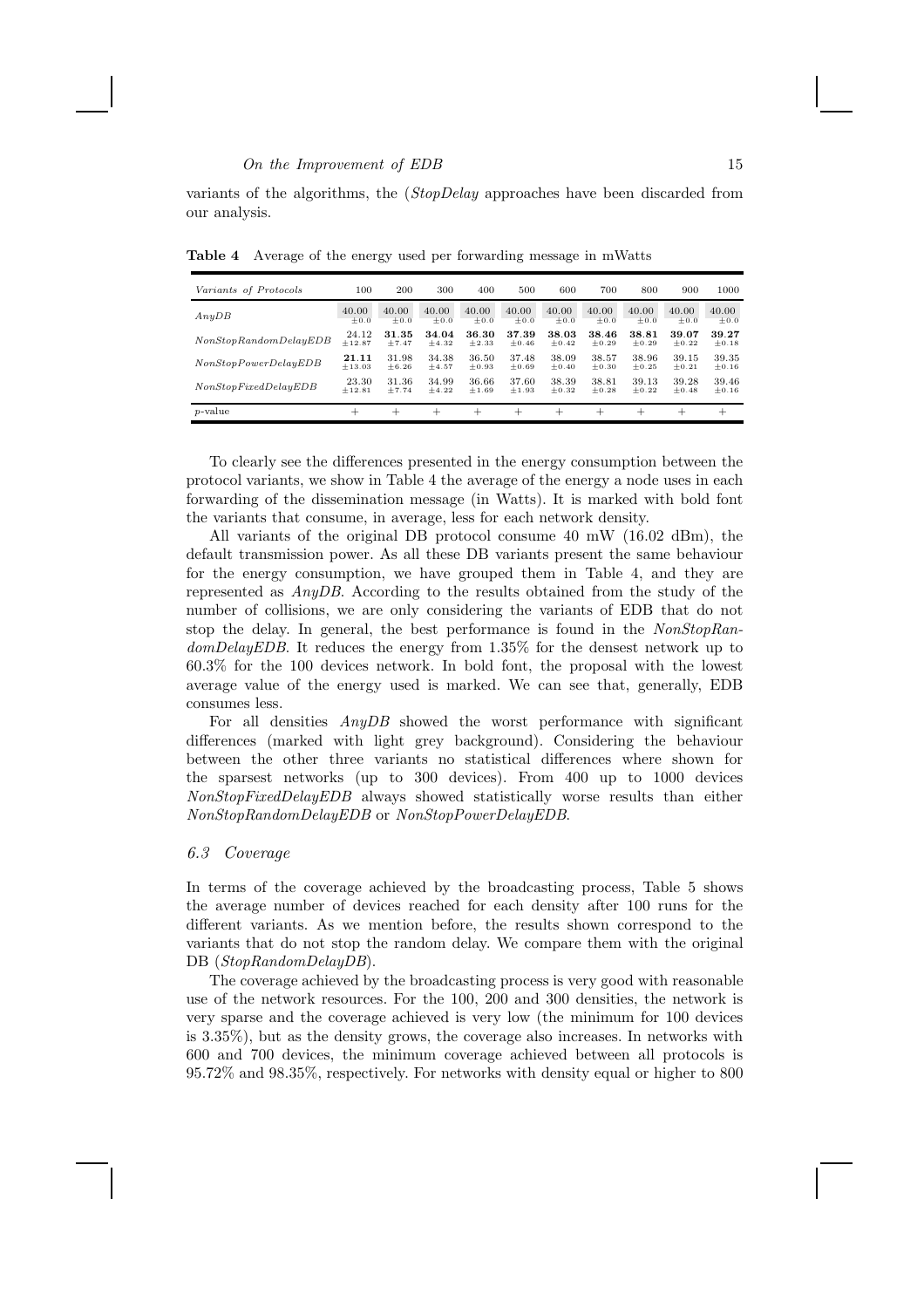variants of the algorithms, the (*StopDelay* approaches have been discarded from our analysis.

**Table 4** Average of the energy used per forwarding message in mWatts

| *Variants of Protocols* | 100 | 200 | 300 | 400 | 500 | 600 | 700 | 800 | 900 | 1000 |
|---|---|---|---|---|---|---|---|---|---|---|
| *AnyDB* | 40.00 ±0.0 | 40.00 ±0.0 | 40.00 ±0.0 | 40.00 ±0.0 | 40.00 ±0.0 | 40.00 ±0.0 | 40.00 ±0.0 | 40.00 ±0.0 | 40.00 ±0.0 | 40.00 ±0.0 |
| *NonStopRandomDelayEDB* | 24.12 ±12.87 | **31.35** ±7.47 | **34.04** ±4.32 | **36.30** ±2.33 | **37.39** ±0.46 | **38.03** ±0.42 | **38.46** ±0.29 | **38.81** ±0.29 | **39.07** ±0.22 | **39.27** ±0.18 |
| *NonStopPowerDelayEDB* | **21.11** ±13.03 | 31.98 ±6.26 | 34.38 ±4.57 | 36.50 ±0.93 | 37.48 ±0.69 | 38.09 ±0.40 | 38.57 ±0.30 | 38.96 ±0.25 | 39.15 ±0.21 | 39.35 ±0.16 |
| *NonStopFixedDelayEDB* | 23.30 ±12.81 | 31.36 ±7.74 | 34.99 ±4.22 | 36.66 ±1.69 | 37.60 ±1.93 | 38.39 ±0.32 | 38.81 ±0.28 | 39.13 ±0.22 | 39.28 ±0.48 | 39.46 ±0.16 |
| *p*-value | + | + | + | + | + | + | + | + | + | + |

To clearly see the differences presented in the energy consumption between the protocol variants, we show in Table 4 the average of the energy a node uses in each forwarding of the dissemination message (in Watts). It is marked with bold font the variants that consume, in average, less for each network density.

All variants of the original DB protocol consume 40 mW (16.02 dBm), the default transmission power. As all these DB variants present the same behaviour for the energy consumption, we have grouped them in Table 4, and they are represented as *AnyDB*. According to the results obtained from the study of the number of collisions, we are only considering the variants of EDB that do not stop the delay. In general, the best performance is found in the *NonStopRandomDelayEDB*. It reduces the energy from 1.35% for the densest network up to 60.3% for the 100 devices network. In bold font, the proposal with the lowest average value of the energy used is marked. We can see that, generally, EDB consumes less.

For all densities *AnyDB* showed the worst performance with significant differences (marked with light grey background). Considering the behaviour between the other three variants no statistical differences where shown for the sparsest networks (up to 300 devices). From 400 up to 1000 devices *NonStopFixedDelayEDB* always showed statistically worse results than either *NonStopRandomDelayEDB* or *NonStopPowerDelayEDB*.

### *6.3 Coverage*

In terms of the coverage achieved by the broadcasting process, Table 5 shows the average number of devices reached for each density after 100 runs for the different variants. As we mention before, the results shown correspond to the variants that do not stop the random delay. We compare them with the original DB (*StopRandomDelayDB*).

The coverage achieved by the broadcasting process is very good with reasonable use of the network resources. For the 100, 200 and 300 densities, the network is very sparse and the coverage achieved is very low (the minimum for 100 devices is 3.35%), but as the density grows, the coverage also increases. In networks with 600 and 700 devices, the minimum coverage achieved between all protocols is 95.72% and 98.35%, respectively. For networks with density equal or higher to 800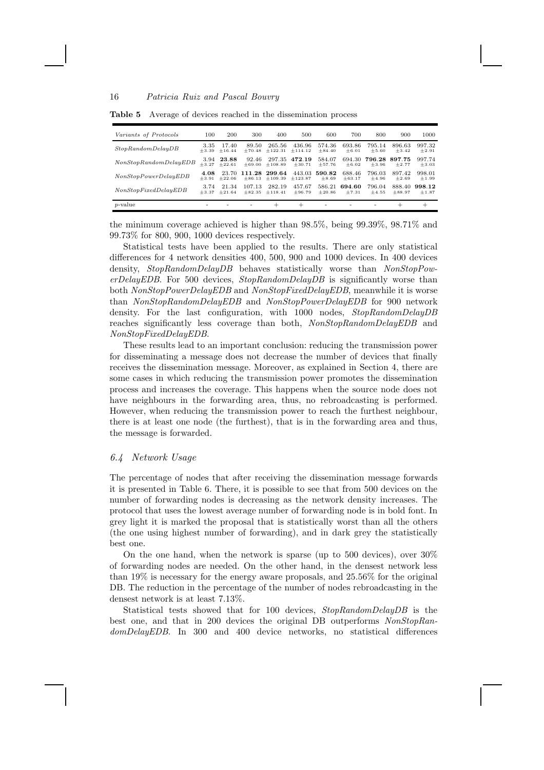**Table 5** Average of devices reached in the dissemination process

| *Variants of Protocols* | 100 | 200 | 300 | 400 | 500 | 600 | 700 | 800 | 900 | 1000 |
|---|---|---|---|---|---|---|---|---|---|---|
| *StopRandomDelayDB* | 3.35 ±3.39 | 17.40 ±16.44 | 89.50 ±70.48 | 265.56 ±122.31 | 436.96 ±114.12 | 574.36 ±84.40 | 693.86 ±6.01 | 795.14 ±5.60 | 896.63 ±3.42 | 997.32 ±2.91 |
| *NonStopRandomDelayEDB* | 3.94 ±3.27 | **23.88** ±22.61 | 92.46 ±69.00 | 297.35 ±108.89 | **472.19** ±30.71 | 584.07 ±57.76 | 694.30 ±6.02 | **796.28** ±3.96 | **897.75** ±2.77 | 997.74 ±3.03 |
| *NonStopPowerDelayEDB* | **4.08** ±3.91 | 23.70 ±22.06 | **111.28** ±86.13 | **299.64** ±109.39 | 443.03 ±123.87 | **590.82** ±8.69 | 688.46 ±63.17 | 796.03 ±4.96 | 897.42 ±2.69 | 998.01 ±1.99 |
| *NonStopFixedDelayEDB* | 3.74 ±3.37 | 21.34 ±21.64 | 107.13 ±82.35 | 282.19 ±118.41 | 457.67 ±96.79 | 586.21 ±20.86 | **694.60** ±7.31 | 796.04 ±4.55 | 888.40 ±88.97 | **998.12** ±1.87 |
| *p*-value | - | - | - | + | + | - | - | - | + | + |

the minimum coverage achieved is higher than 98.5%, being 99.39%, 98.71% and 99.73% for 800, 900, 1000 devices respectively.

Statistical tests have been applied to the results. There are only statistical differences for 4 network densities 400, 500, 900 and 1000 devices. In 400 devices density, *StopRandomDelayDB* behaves statistically worse than *NonStopPowerDelayEDB*. For 500 devices, *StopRandomDelayDB* is significantly worse than both *NonStopPowerDelayEDB* and *NonStopFixedDelayEDB*, meanwhile it is worse than *NonStopRandomDelayEDB* and *NonStopPowerDelayEDB* for 900 network density. For the last configuration, with 1000 nodes, *StopRandomDelayDB* reaches significantly less coverage than both, *NonStopRandomDelayEDB* and *NonStopFixedDelayEDB*.

These results lead to an important conclusion: reducing the transmission power for disseminating a message does not decrease the number of devices that finally receives the dissemination message. Moreover, as explained in Section 4, there are some cases in which reducing the transmission power promotes the dissemination process and increases the coverage. This happens when the source node does not have neighbours in the forwarding area, thus, no rebroadcasting is performed. However, when reducing the transmission power to reach the furthest neighbour, there is at least one node (the furthest), that is in the forwarding area and thus, the message is forwarded.

### *6.4 Network Usage*

The percentage of nodes that after receiving the dissemination message forwards it is presented in Table 6. There, it is possible to see that from 500 devices on the number of forwarding nodes is decreasing as the network density increases. The protocol that uses the lowest average number of forwarding node is in bold font. In grey light it is marked the proposal that is statistically worst than all the others (the one using highest number of forwarding), and in dark grey the statistically best one.

On the one hand, when the network is sparse (up to 500 devices), over 30% of forwarding nodes are needed. On the other hand, in the densest network less than 19% is necessary for the energy aware proposals, and 25.56% for the original DB. The reduction in the percentage of the number of nodes rebroadcasting in the densest network is at least 7.13%.

Statistical tests showed that for 100 devices, *StopRandomDelayDB* is the best one, and that in 200 devices the original DB outperforms *NonStopRandomDelayEDB*. In 300 and 400 device networks, no statistical differences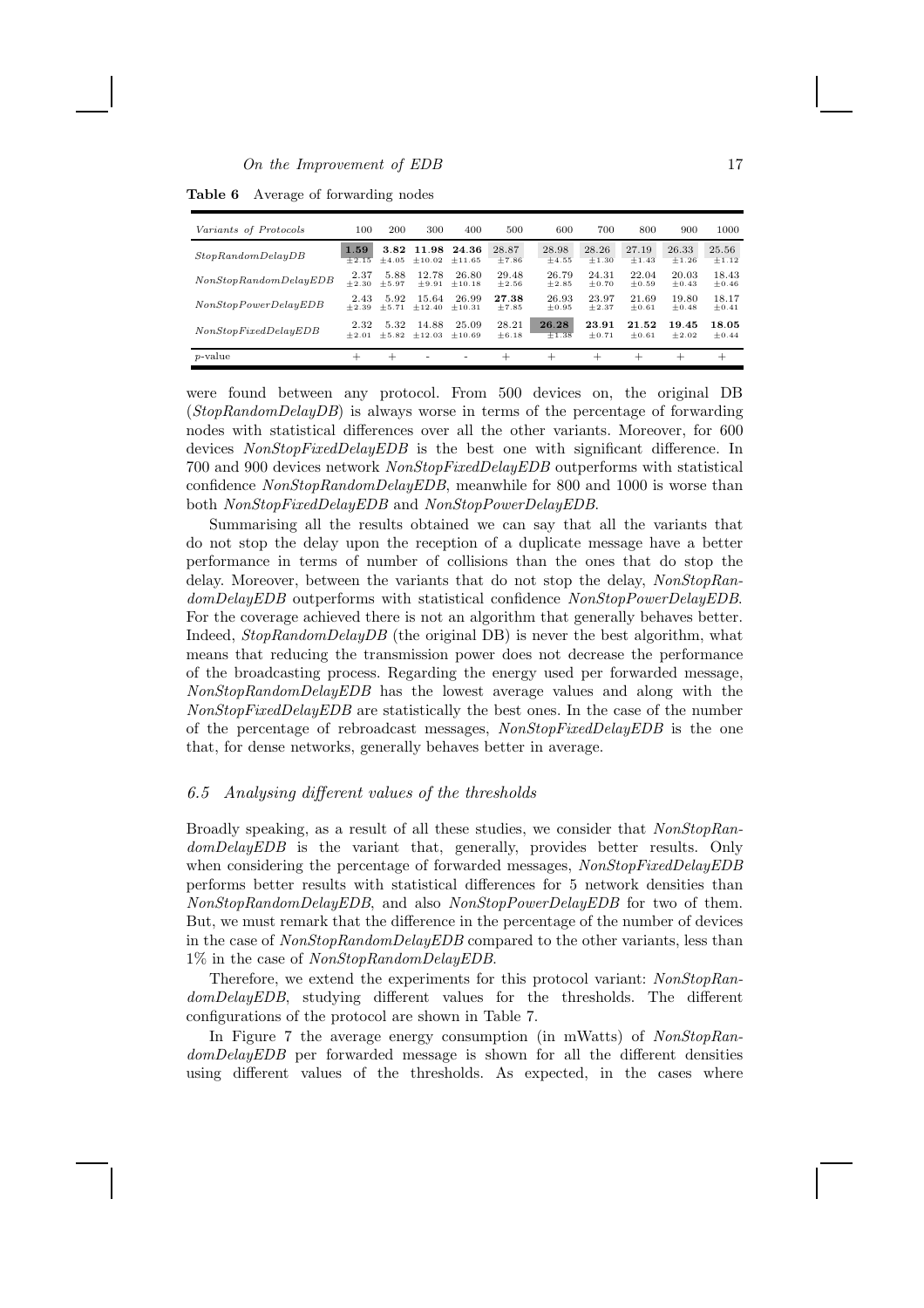**Table 6** Average of forwarding nodes

| *Variants of Protocols* | 100 | 200 | 300 | 400 | 500 | 600 | 700 | 800 | 900 | 1000 |
|---|---|---|---|---|---|---|---|---|---|---|
| *StopRandomDelayDB* | **1.59** $\pm 2.15$ | **3.82** $\pm 4.05$ | **11.98** $\pm 10.02$ | **24.36** $\pm 11.65$ | 28.87 $\pm 7.86$ | 28.98 $\pm 4.55$ | 28.26 $\pm 1.30$ | 27.19 $\pm 1.43$ | 26.33 $\pm 1.26$ | 25.56 $\pm 1.12$ |
| *NonStopRandomDelayEDB* | 2.37 $\pm 2.30$ | 5.88 $\pm 5.97$ | 12.78 $\pm 9.91$ | 26.80 $\pm 10.18$ | 29.48 $\pm 2.56$ | 26.79 $\pm 2.85$ | 24.31 $\pm 0.70$ | 22.04 $\pm 0.59$ | 20.03 $\pm 0.43$ | 18.43 $\pm 0.46$ |
| *NonStopPowerDelayEDB* | 2.43 $\pm 2.39$ | 5.92 $\pm 5.71$ | 15.64 $\pm 12.40$ | 26.99 $\pm 10.31$ | **27.38** $\pm 7.85$ | 26.93 $\pm 0.95$ | 23.97 $\pm 2.37$ | 21.69 $\pm 0.61$ | 19.80 $\pm 0.48$ | 18.17 $\pm 0.41$ |
| *NonStopFixedDelayEDB* | 2.32 $\pm 2.01$ | 5.32 $\pm 5.82$ | 14.88 $\pm 12.03$ | 25.09 $\pm 10.69$ | 28.21 $\pm 6.18$ | **26.28** $\pm 1.38$ | **23.91** $\pm 0.71$ | **21.52** $\pm 0.61$ | **19.45** $\pm 2.02$ | **18.05** $\pm 0.44$ |
| *p*-value | + | + | - | - | + | + | + | + | + | + |

were found between any protocol. From 500 devices on, the original DB (*StopRandomDelayDB*) is always worse in terms of the percentage of forwarding nodes with statistical differences over all the other variants. Moreover, for 600 devices *NonStopFixedDelayEDB* is the best one with significant difference. In 700 and 900 devices network *NonStopFixedDelayEDB* outperforms with statistical confidence *NonStopRandomDelayEDB*, meanwhile for 800 and 1000 is worse than both *NonStopFixedDelayEDB* and *NonStopPowerDelayEDB*.

Summarising all the results obtained we can say that all the variants that do not stop the delay upon the reception of a duplicate message have a better performance in terms of number of collisions than the ones that do stop the delay. Moreover, between the variants that do not stop the delay, *NonStopRandomDelayEDB* outperforms with statistical confidence *NonStopPowerDelayEDB*. For the coverage achieved there is not an algorithm that generally behaves better. Indeed, *StopRandomDelayDB* (the original DB) is never the best algorithm, what means that reducing the transmission power does not decrease the performance of the broadcasting process. Regarding the energy used per forwarded message, *NonStopRandomDelayEDB* has the lowest average values and along with the *NonStopFixedDelayEDB* are statistically the best ones. In the case of the number of the percentage of rebroadcast messages, *NonStopFixedDelayEDB* is the one that, for dense networks, generally behaves better in average.

### *6.5 Analysing different values of the thresholds*

Broadly speaking, as a result of all these studies, we consider that *NonStopRandomDelayEDB* is the variant that, generally, provides better results. Only when considering the percentage of forwarded messages, *NonStopFixedDelayEDB* performs better results with statistical differences for 5 network densities than *NonStopRandomDelayEDB*, and also *NonStopPowerDelayEDB* for two of them. But, we must remark that the difference in the percentage of the number of devices in the case of *NonStopRandomDelayEDB* compared to the other variants, less than 1% in the case of *NonStopRandomDelayEDB*.

Therefore, we extend the experiments for this protocol variant: *NonStopRandomDelayEDB*, studying different values for the thresholds. The different configurations of the protocol are shown in Table 7.

In Figure 7 the average energy consumption (in mWatts) of *NonStopRandomDelayEDB* per forwarded message is shown for all the different densities using different values of the thresholds. As expected, in the cases where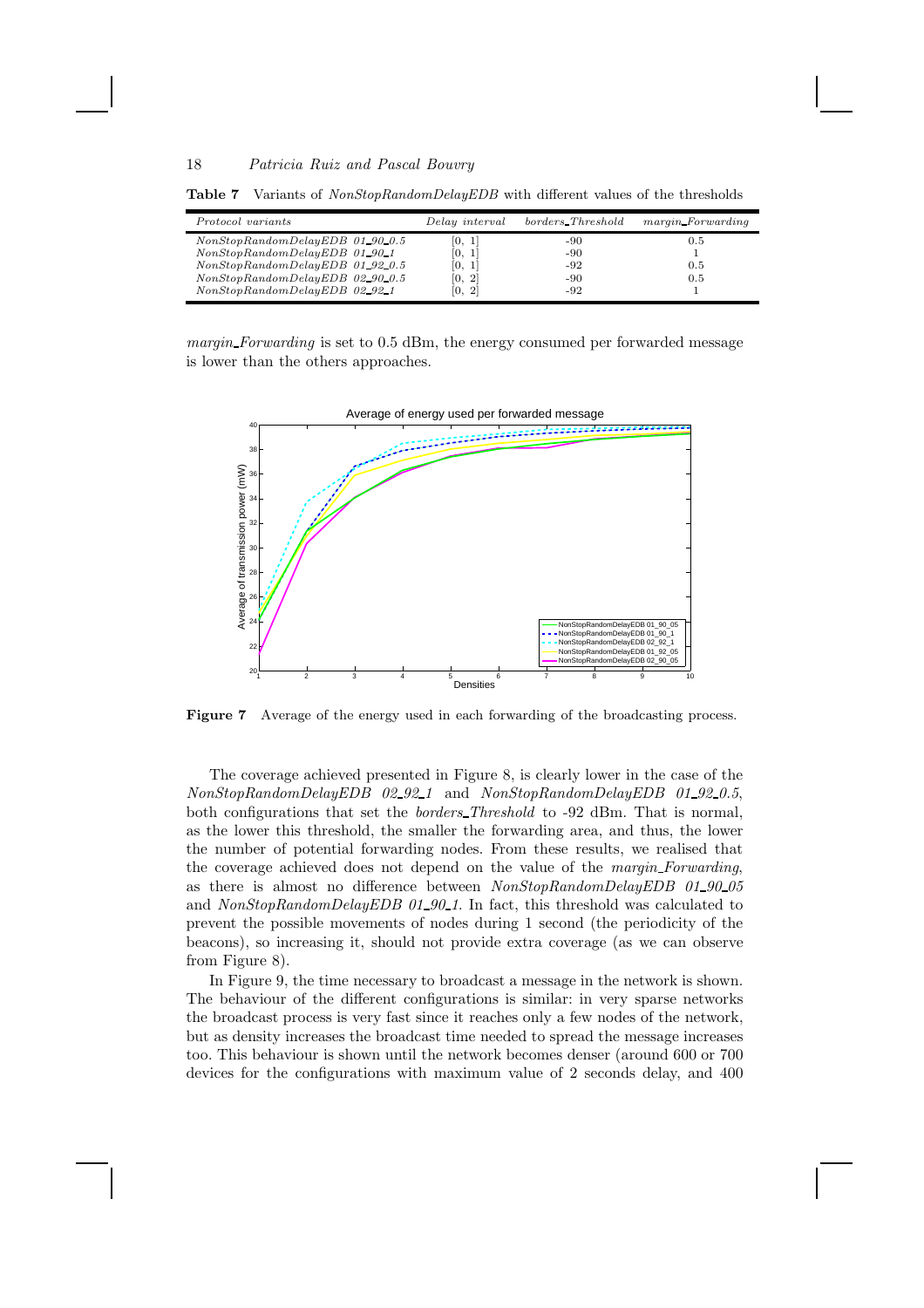**Table 7** Variants of *NonStopRandomDelayEDB* with different values of the thresholds

| *Protocol variants* | *Delay interval* | *borders_Threshold* | *margin_Forwarding* |
|---|---|---|---|
| *NonStopRandomDelayEDB 01_90_0.5* | [0, 1] | -90 | 0.5 |
| *NonStopRandomDelayEDB 01_90_1* | [0, 1] | -90 | 1 |
| *NonStopRandomDelayEDB 01_92_0.5* | [0, 1] | -92 | 0.5 |
| *NonStopRandomDelayEDB 02_90_0.5* | [0, 2] | -90 | 0.5 |
| *NonStopRandomDelayEDB 02_92_1* | [0, 2] | -92 | 1 |

*margin_Forwarding* is set to 0.5 dBm, the energy consumed per forwarded message is lower than the others approaches.

**Figure 7** Average of the energy used in each forwarding of the broadcasting process.

The coverage achieved presented in Figure 8, is clearly lower in the case of the *NonStopRandomDelayEDB 02_92_1* and *NonStopRandomDelayEDB 01_92_0.5*, both configurations that set the *borders_Threshold* to -92 dBm. That is normal, as the lower this threshold, the smaller the forwarding area, and thus, the lower the number of potential forwarding nodes. From these results, we realised that the coverage achieved does not depend on the value of the *margin_Forwarding*, as there is almost no difference between *NonStopRandomDelayEDB 01_90_05* and *NonStopRandomDelayEDB 01_90_1*. In fact, this threshold was calculated to prevent the possible movements of nodes during 1 second (the periodicity of the beacons), so increasing it, should not provide extra coverage (as we can observe from Figure 8).

In Figure 9, the time necessary to broadcast a message in the network is shown. The behaviour of the different configurations is similar: in very sparse networks the broadcast process is very fast since it reaches only a few nodes of the network, but as density increases the broadcast time needed to spread the message increases too. This behaviour is shown until the network becomes denser (around 600 or 700 devices for the configurations with maximum value of 2 seconds delay, and 400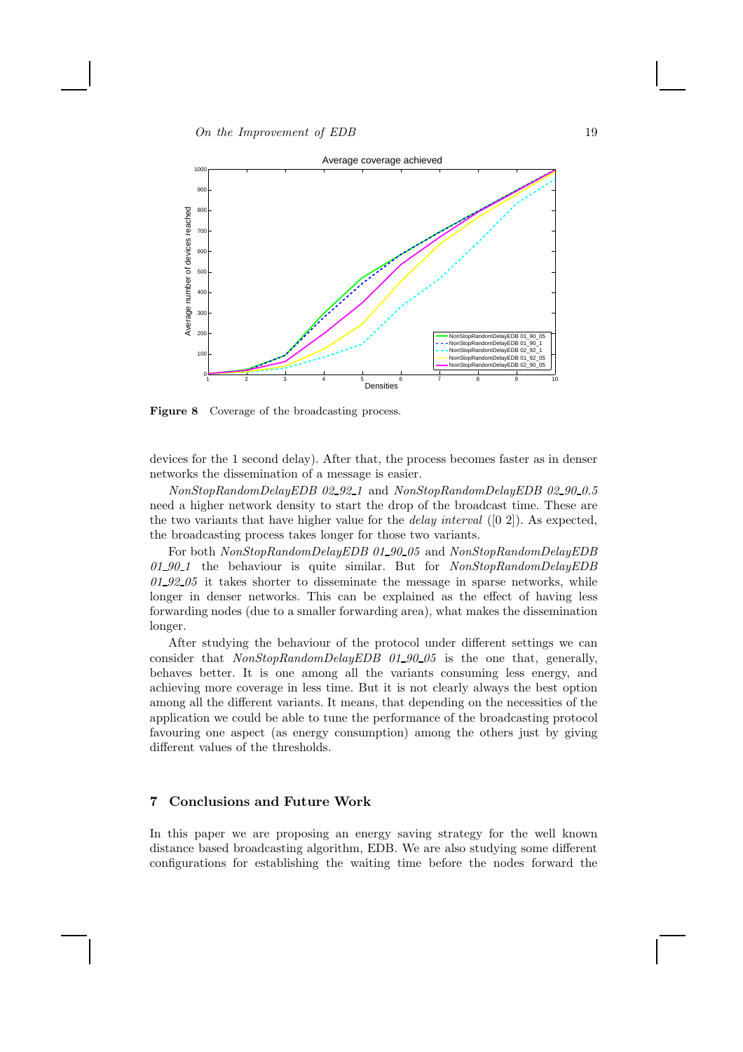**Figure 8** Coverage of the broadcasting process.

devices for the 1 second delay). After that, the process becomes faster as in denser networks the dissemination of a message is easier.

*NonStopRandomDelayEDB 02_92_1* and *NonStopRandomDelayEDB 02_90_0.5* need a higher network density to start the drop of the broadcast time. These are the two variants that have higher value for the *delay interval* ([0 2]). As expected, the broadcasting process takes longer for those two variants.

For both *NonStopRandomDelayEDB 01_90_05* and *NonStopRandomDelayEDB 01_90_1* the behaviour is quite similar. But for *NonStopRandomDelayEDB 01_92_05* it takes shorter to disseminate the message in sparse networks, while longer in denser networks. This can be explained as the effect of having less forwarding nodes (due to a smaller forwarding area), what makes the dissemination longer.

After studying the behaviour of the protocol under different settings we can consider that *NonStopRandomDelayEDB 01_90_05* is the one that, generally, behaves better. It is one among all the variants consuming less energy, and achieving more coverage in less time. But it is not clearly always the best option among all the different variants. It means, that depending on the necessities of the application we could be able to tune the performance of the broadcasting protocol favouring one aspect (as energy consumption) among the others just by giving different values of the thresholds.

## 7 Conclusions and Future Work

In this paper we are proposing an energy saving strategy for the well known distance based broadcasting algorithm, EDB. We are also studying some different configurations for establishing the waiting time before the nodes forward the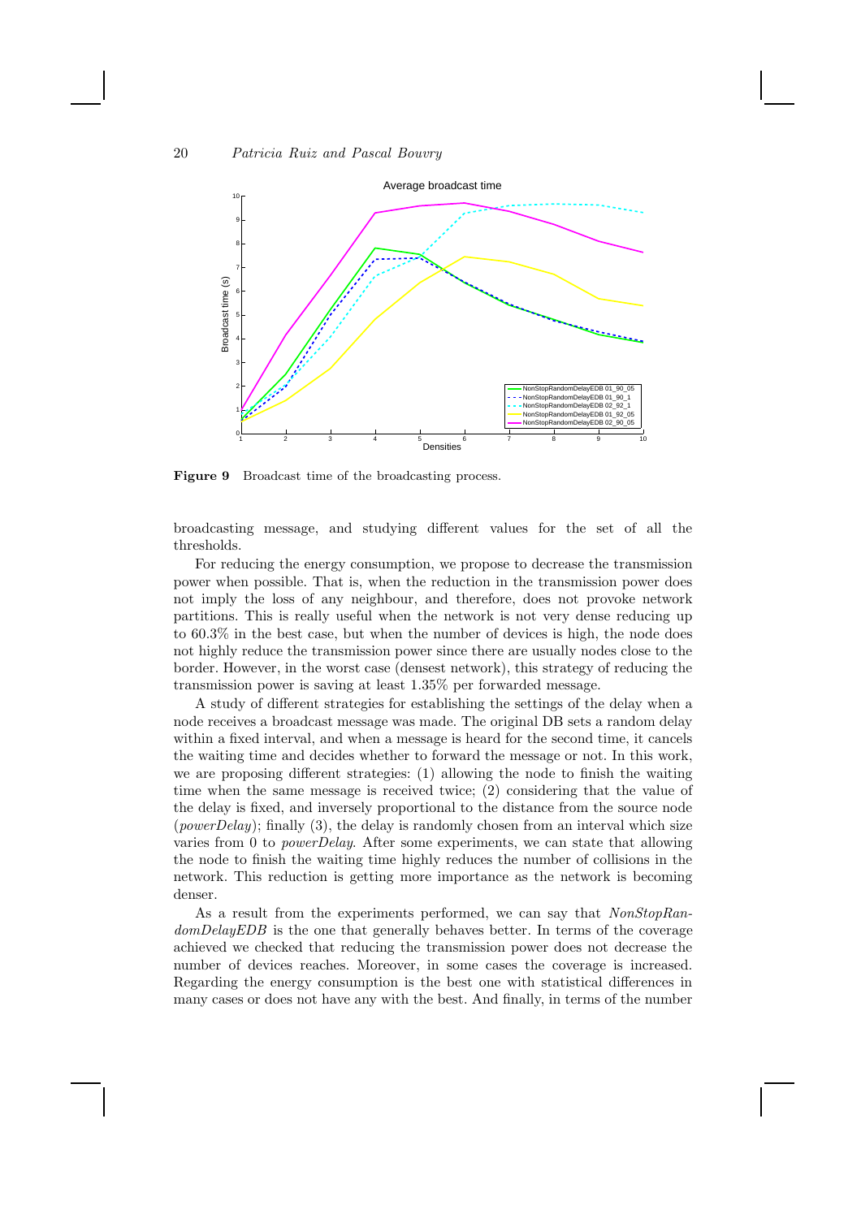**Figure 9** Broadcast time of the broadcasting process.

broadcasting message, and studying different values for the set of all the thresholds.

For reducing the energy consumption, we propose to decrease the transmission power when possible. That is, when the reduction in the transmission power does not imply the loss of any neighbour, and therefore, does not provoke network partitions. This is really useful when the network is not very dense reducing up to 60.3% in the best case, but when the number of devices is high, the node does not highly reduce the transmission power since there are usually nodes close to the border. However, in the worst case (densest network), this strategy of reducing the transmission power is saving at least 1.35% per forwarded message.

A study of different strategies for establishing the settings of the delay when a node receives a broadcast message was made. The original DB sets a random delay within a fixed interval, and when a message is heard for the second time, it cancels the waiting time and decides whether to forward the message or not. In this work, we are proposing different strategies: (1) allowing the node to finish the waiting time when the same message is received twice; (2) considering that the value of the delay is fixed, and inversely proportional to the distance from the source node (*powerDelay*); finally (3), the delay is randomly chosen from an interval which size varies from 0 to *powerDelay*. After some experiments, we can state that allowing the node to finish the waiting time highly reduces the number of collisions in the network. This reduction is getting more importance as the network is becoming denser.

As a result from the experiments performed, we can say that *NonStopRandomDelayEDB* is the one that generally behaves better. In terms of the coverage achieved we checked that reducing the transmission power does not decrease the number of devices reaches. Moreover, in some cases the coverage is increased. Regarding the energy consumption is the best one with statistical differences in many cases or does not have any with the best. And finally, in terms of the number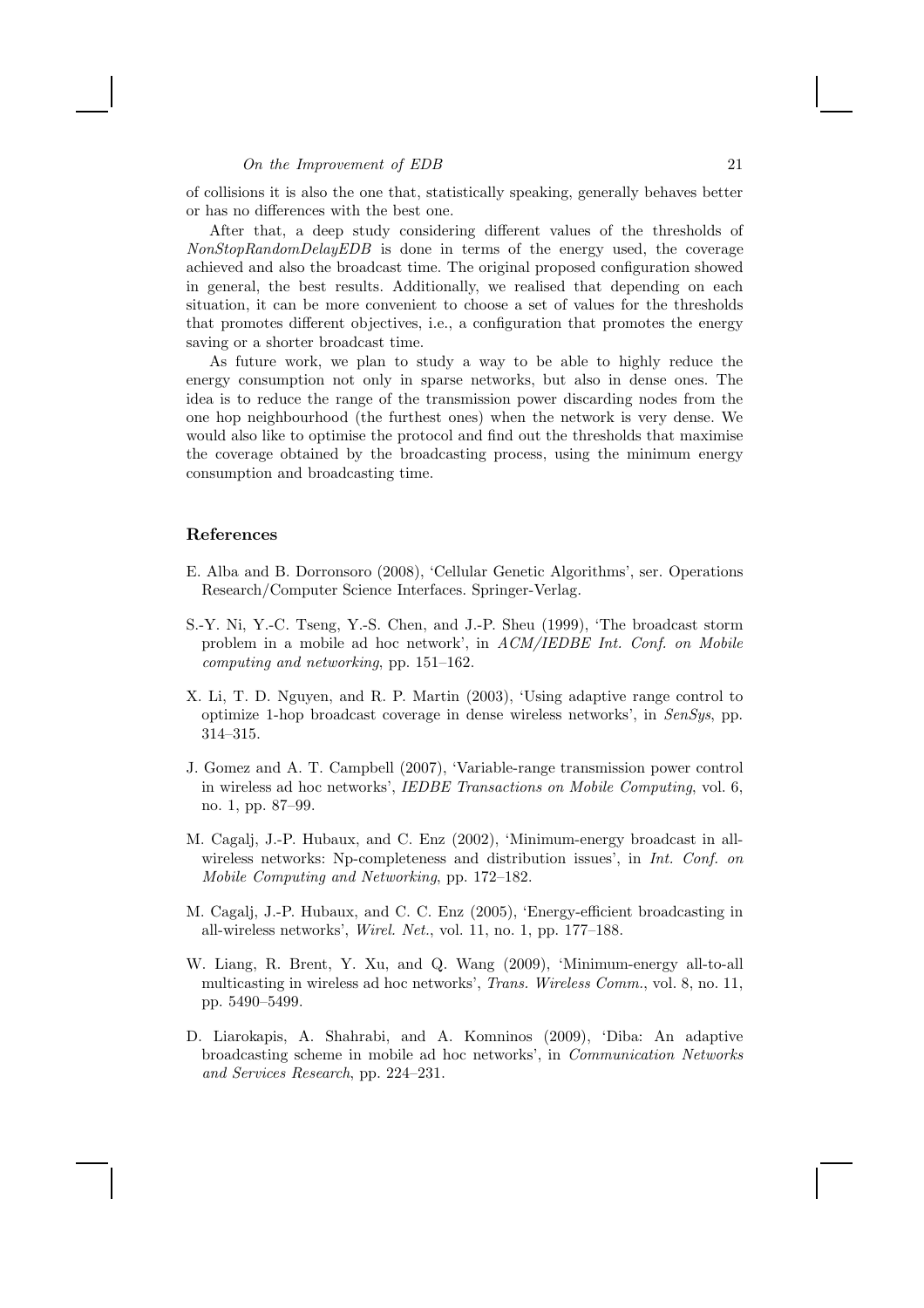of collisions it is also the one that, statistically speaking, generally behaves better or has no differences with the best one.

After that, a deep study considering different values of the thresholds of *NonStopRandomDelayEDB* is done in terms of the energy used, the coverage achieved and also the broadcast time. The original proposed configuration showed in general, the best results. Additionally, we realised that depending on each situation, it can be more convenient to choose a set of values for the thresholds that promotes different objectives, i.e., a configuration that promotes the energy saving or a shorter broadcast time.

As future work, we plan to study a way to be able to highly reduce the energy consumption not only in sparse networks, but also in dense ones. The idea is to reduce the range of the transmission power discarding nodes from the one hop neighbourhood (the furthest ones) when the network is very dense. We would also like to optimise the protocol and find out the thresholds that maximise the coverage obtained by the broadcasting process, using the minimum energy consumption and broadcasting time.

## References

E. Alba and B. Dorronsoro (2008), 'Cellular Genetic Algorithms', ser. Operations Research/Computer Science Interfaces. Springer-Verlag.

S.-Y. Ni, Y.-C. Tseng, Y.-S. Chen, and J.-P. Sheu (1999), 'The broadcast storm problem in a mobile ad hoc network', in *ACM/IEDBE Int. Conf. on Mobile computing and networking*, pp. 151–162.

X. Li, T. D. Nguyen, and R. P. Martin (2003), 'Using adaptive range control to optimize 1-hop broadcast coverage in dense wireless networks', in *SenSys*, pp. 314–315.

J. Gomez and A. T. Campbell (2007), 'Variable-range transmission power control in wireless ad hoc networks', *IEDBE Transactions on Mobile Computing*, vol. 6, no. 1, pp. 87–99.

M. Cagalj, J.-P. Hubaux, and C. Enz (2002), 'Minimum-energy broadcast in all-wireless networks: Np-completeness and distribution issues', in *Int. Conf. on Mobile Computing and Networking*, pp. 172–182.

M. Cagalj, J.-P. Hubaux, and C. C. Enz (2005), 'Energy-efficient broadcasting in all-wireless networks', *Wirel. Net.*, vol. 11, no. 1, pp. 177–188.

W. Liang, R. Brent, Y. Xu, and Q. Wang (2009), 'Minimum-energy all-to-all multicasting in wireless ad hoc networks', *Trans. Wireless Comm.*, vol. 8, no. 11, pp. 5490–5499.

D. Liarokapis, A. Shahrabi, and A. Komninos (2009), 'Diba: An adaptive broadcasting scheme in mobile ad hoc networks', in *Communication Networks and Services Research*, pp. 224–231.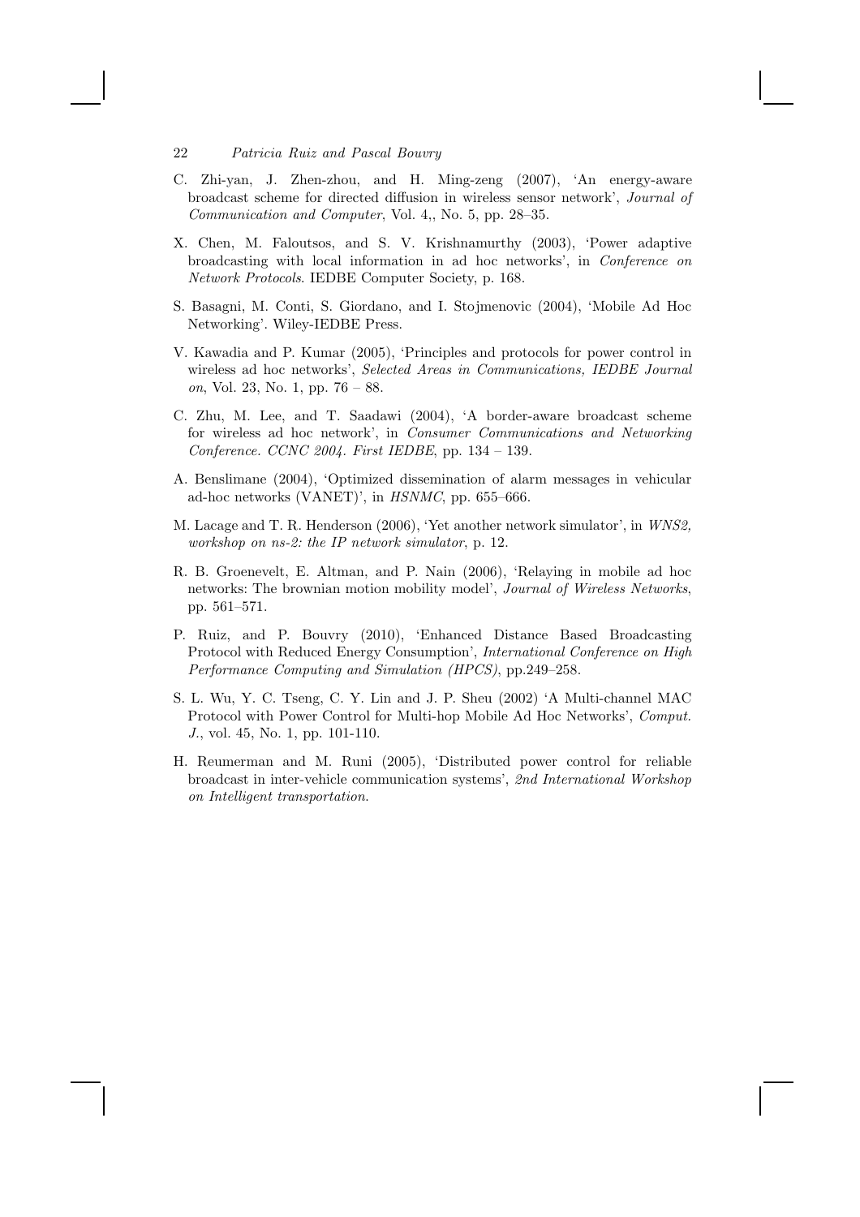C. Zhi-yan, J. Zhen-zhou, and H. Ming-zeng (2007), 'An energy-aware broadcast scheme for directed diffusion in wireless sensor network', *Journal of Communication and Computer*, Vol. 4,, No. 5, pp. 28–35.

X. Chen, M. Faloutsos, and S. V. Krishnamurthy (2003), 'Power adaptive broadcasting with local information in ad hoc networks', in *Conference on Network Protocols*. IEDBE Computer Society, p. 168.

S. Basagni, M. Conti, S. Giordano, and I. Stojmenovic (2004), 'Mobile Ad Hoc Networking'. Wiley-IEDBE Press.

V. Kawadia and P. Kumar (2005), 'Principles and protocols for power control in wireless ad hoc networks', *Selected Areas in Communications, IEDBE Journal on*, Vol. 23, No. 1, pp. 76 – 88.

C. Zhu, M. Lee, and T. Saadawi (2004), 'A border-aware broadcast scheme for wireless ad hoc network', in *Consumer Communications and Networking Conference. CCNC 2004. First IEDBE*, pp. 134 – 139.

A. Benslimane (2004), 'Optimized dissemination of alarm messages in vehicular ad-hoc networks (VANET)', in *HSNMC*, pp. 655–666.

M. Lacage and T. R. Henderson (2006), 'Yet another network simulator', in *WNS2, workshop on ns-2: the IP network simulator*, p. 12.

R. B. Groenevelt, E. Altman, and P. Nain (2006), 'Relaying in mobile ad hoc networks: The brownian motion mobility model', *Journal of Wireless Networks*, pp. 561–571.

P. Ruiz, and P. Bouvry (2010), 'Enhanced Distance Based Broadcasting Protocol with Reduced Energy Consumption', *International Conference on High Performance Computing and Simulation (HPCS)*, pp.249–258.

S. L. Wu, Y. C. Tseng, C. Y. Lin and J. P. Sheu (2002) 'A Multi-channel MAC Protocol with Power Control for Multi-hop Mobile Ad Hoc Networks', *Comput. J.*, vol. 45, No. 1, pp. 101-110.

H. Reumerman and M. Runi (2005), 'Distributed power control for reliable broadcast in inter-vehicle communication systems', *2nd International Workshop on Intelligent transportation*.